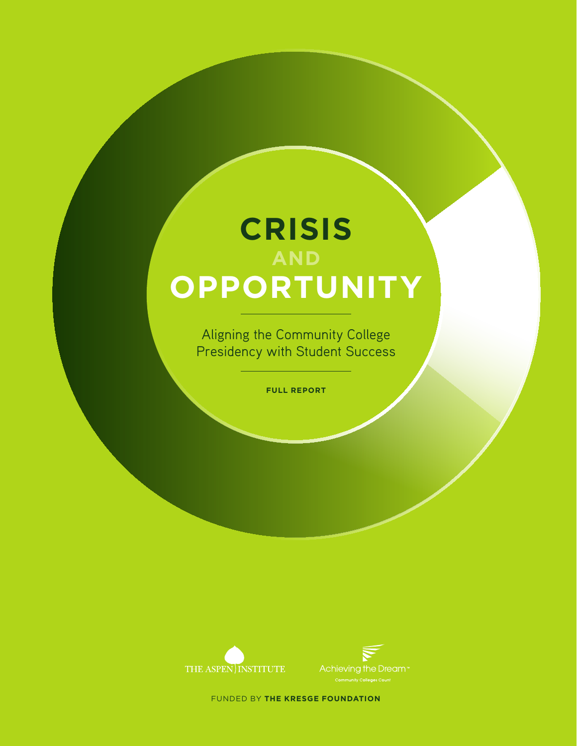# CRISIS AND OPPORTUNITY

## Aligning the Community College Presidency with Student Success

**FULL REPORT**

THE ASPEN INSTITUTE

Achieving the Dream™

Community Colleges Count

FUNDED BY **THE KRESGE FOUNDATION**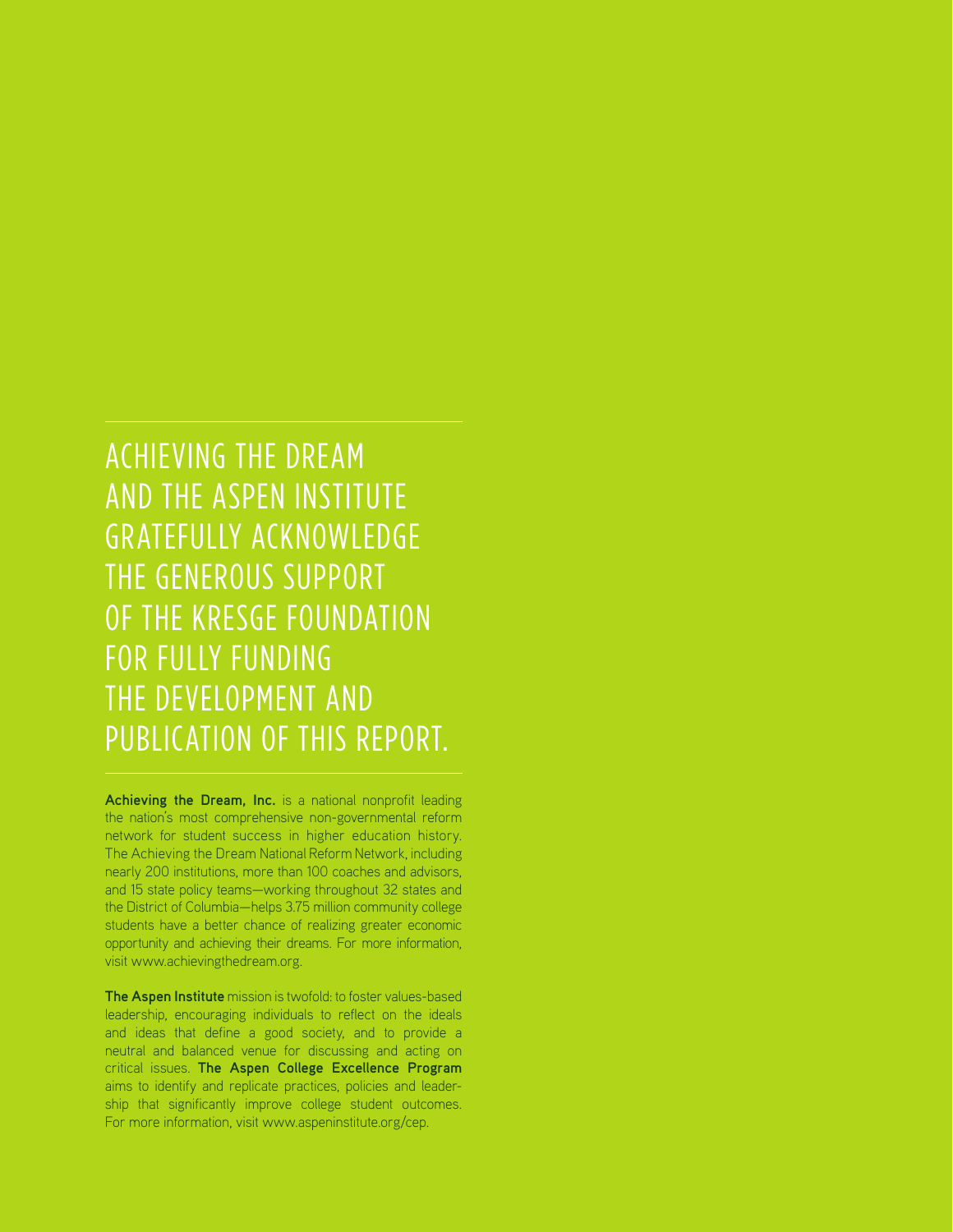# ACHIEVING THE DREAM AND THE ASPEN INSTITUTE GRATEFULLY ACKNOWLEDGE THE GENEROUS SUPPORT OF THE KRESGE FOUNDATION FOR FULLY FUNDING THE DEVELOPMENT AND PUBLICATION OF THIS REPORT.

**Achieving the Dream, Inc.** is a national nonprofit leading the nation's most comprehensive non-governmental reform network for student success in higher education history. The Achieving the Dream National Reform Network, including nearly 200 institutions, more than 100 coaches and advisors, and 15 state policy teams—working throughout 32 states and the District of Columbia—helps 3.75 million community college students have a better chance of realizing greater economic opportunity and achieving their dreams. For more information, visit www.achievingthedream.org.

**The Aspen Institute** mission is twofold: to foster values-based leadership, encouraging individuals to reflect on the ideals and ideas that define a good society, and to provide a neutral and balanced venue for discussing and acting on critical issues. **The Aspen College Excellence Program** aims to identify and replicate practices, policies and leadership that significantly improve college student outcomes. For more information, visit www.aspeninstitute.org/cep.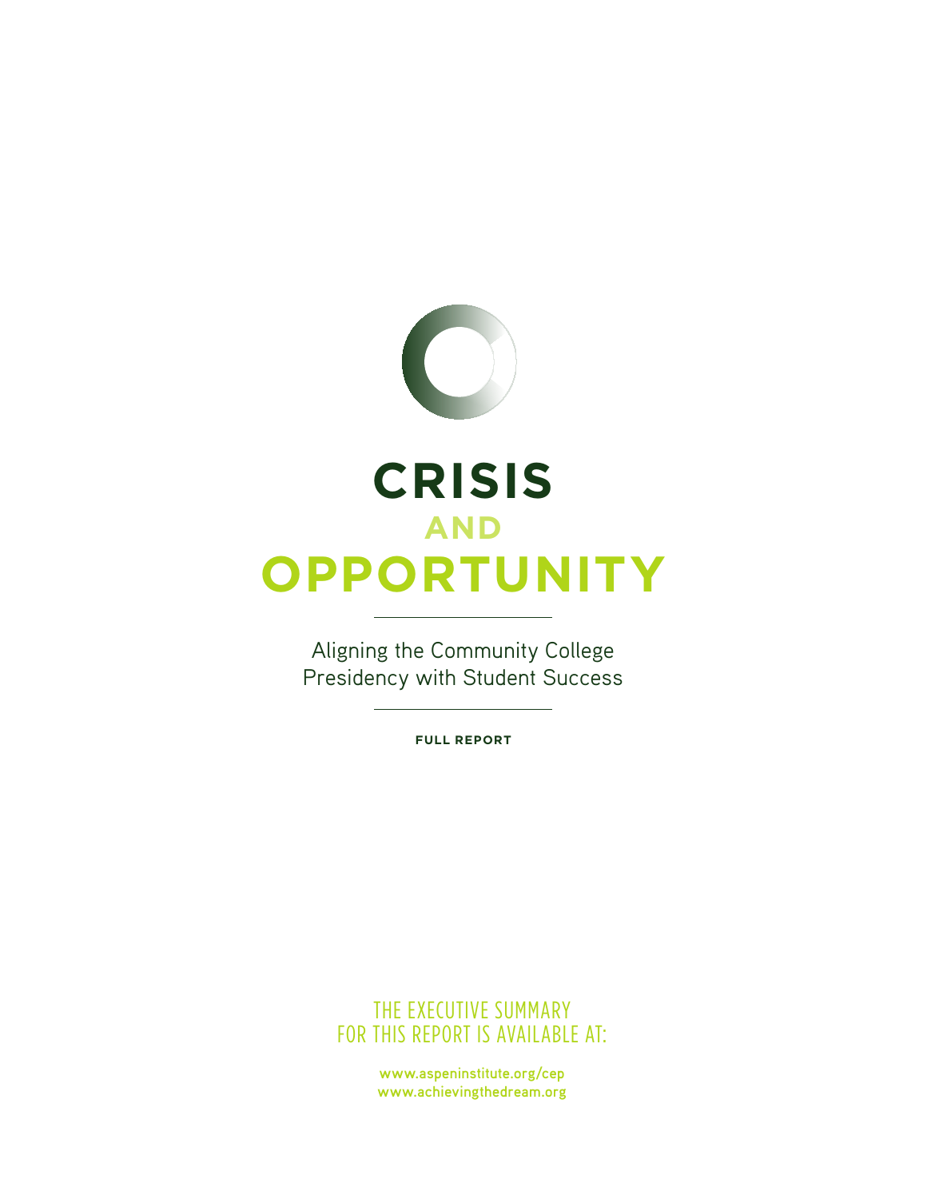# CRISIS AND OPPORTUNITY

Aligning the Community College Presidency with Student Success

**FULL REPORT**

THE EXECUTIVE SUMMARY FOR THIS REPORT IS AVAILABLE AT:

**www.aspeninstitute.org/cep**
**www.achievingthedream.org**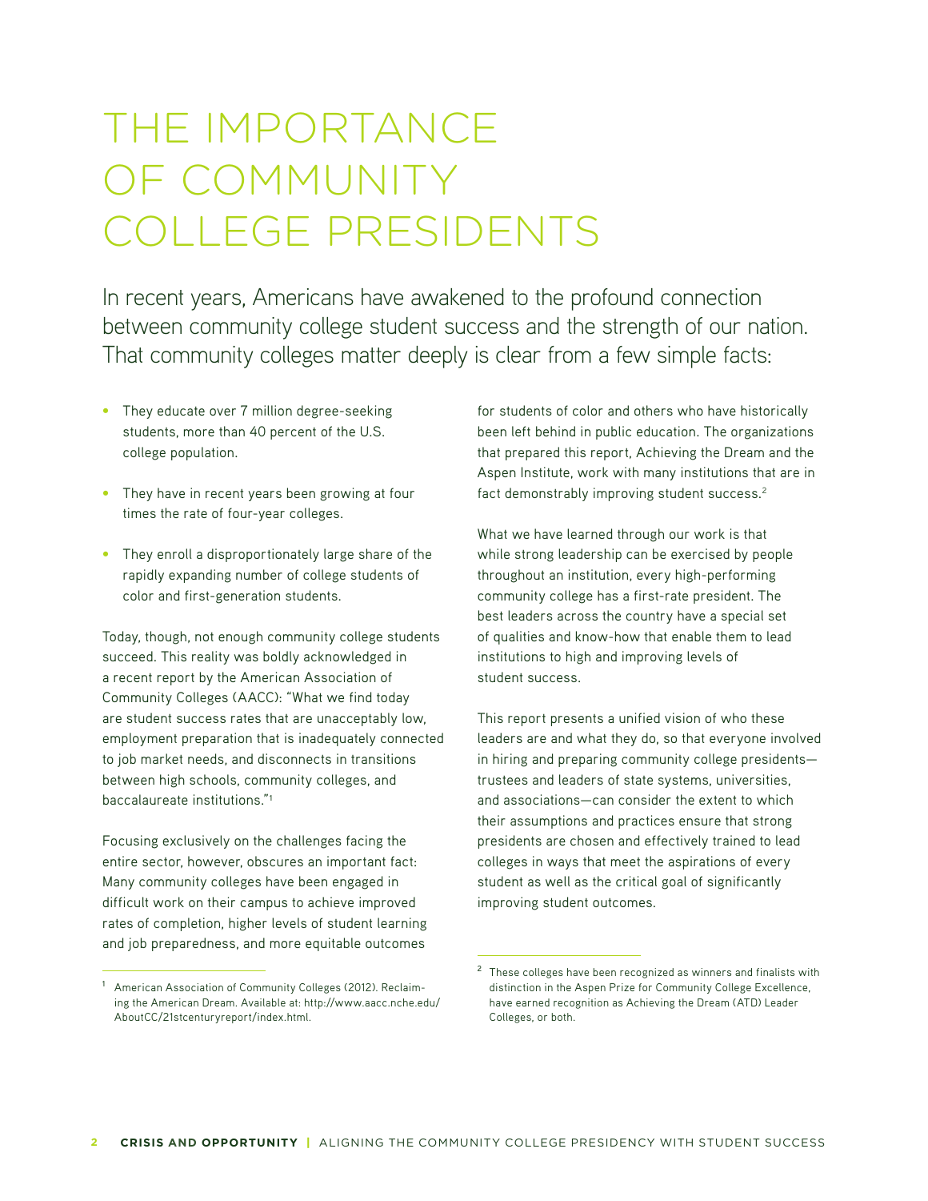# THE IMPORTANCE OF COMMUNITY COLLEGE PRESIDENTS

In recent years, Americans have awakened to the profound connection between community college student success and the strength of our nation. That community colleges matter deeply is clear from a few simple facts:

- They educate over 7 million degree-seeking students, more than 40 percent of the U.S. college population.
- They have in recent years been growing at four times the rate of four-year colleges.
- They enroll a disproportionately large share of the rapidly expanding number of college students of color and first-generation students.

Today, though, not enough community college students succeed. This reality was boldly acknowledged in a recent report by the American Association of Community Colleges (AACC): "What we find today are student success rates that are unacceptably low, employment preparation that is inadequately connected to job market needs, and disconnects in transitions between high schools, community colleges, and baccalaureate institutions."[1]

Focusing exclusively on the challenges facing the entire sector, however, obscures an important fact: Many community colleges have been engaged in difficult work on their campus to achieve improved rates of completion, higher levels of student learning and job preparedness, and more equitable outcomes for students of color and others who have historically been left behind in public education. The organizations that prepared this report, Achieving the Dream and the Aspen Institute, work with many institutions that are in fact demonstrably improving student success.[2]

What we have learned through our work is that while strong leadership can be exercised by people throughout an institution, every high-performing community college has a first-rate president. The best leaders across the country have a special set of qualities and know-how that enable them to lead institutions to high and improving levels of student success.

This report presents a unified vision of who these leaders are and what they do, so that everyone involved in hiring and preparing community college presidents—trustees and leaders of state systems, universities, and associations—can consider the extent to which their assumptions and practices ensure that strong presidents are chosen and effectively trained to lead colleges in ways that meet the aspirations of every student as well as the critical goal of significantly improving student outcomes.

---

[1] American Association of Community Colleges (2012). Reclaiming the American Dream. Available at: http://www.aacc.nche.edu/AboutCC/21stcenturyreport/index.html.

[2] These colleges have been recognized as winners and finalists with distinction in the Aspen Prize for Community College Excellence, have earned recognition as Achieving the Dream (ATD) Leader Colleges, or both.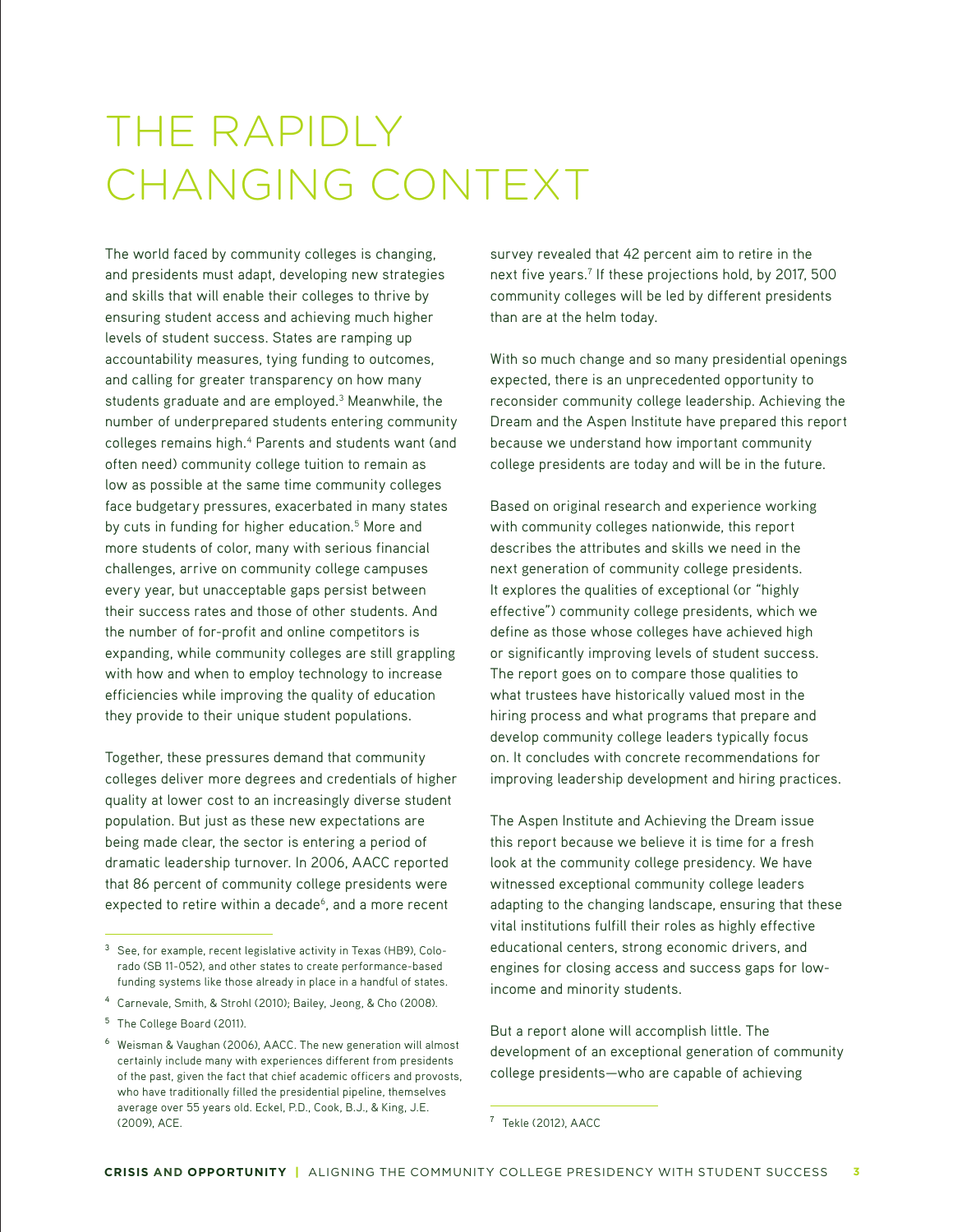# THE RAPIDLY CHANGING CONTEXT

The world faced by community colleges is changing, and presidents must adapt, developing new strategies and skills that will enable their colleges to thrive by ensuring student access and achieving much higher levels of student success. States are ramping up accountability measures, tying funding to outcomes, and calling for greater transparency on how many students graduate and are employed.[3] Meanwhile, the number of underprepared students entering community colleges remains high.[4] Parents and students want (and often need) community college tuition to remain as low as possible at the same time community colleges face budgetary pressures, exacerbated in many states by cuts in funding for higher education.[5] More and more students of color, many with serious financial challenges, arrive on community college campuses every year, but unacceptable gaps persist between their success rates and those of other students. And the number of for-profit and online competitors is expanding, while community colleges are still grappling with how and when to employ technology to increase efficiencies while improving the quality of education they provide to their unique student populations.

Together, these pressures demand that community colleges deliver more degrees and credentials of higher quality at lower cost to an increasingly diverse student population. But just as these new expectations are being made clear, the sector is entering a period of dramatic leadership turnover. In 2006, AACC reported that 86 percent of community college presidents were expected to retire within a decade[6], and a more recent survey revealed that 42 percent aim to retire in the next five years.[7] If these projections hold, by 2017, 500 community colleges will be led by different presidents than are at the helm today.

With so much change and so many presidential openings expected, there is an unprecedented opportunity to reconsider community college leadership. Achieving the Dream and the Aspen Institute have prepared this report because we understand how important community college presidents are today and will be in the future.

Based on original research and experience working with community colleges nationwide, this report describes the attributes and skills we need in the next generation of community college presidents. It explores the qualities of exceptional (or "highly effective") community college presidents, which we define as those whose colleges have achieved high or significantly improving levels of student success. The report goes on to compare those qualities to what trustees have historically valued most in the hiring process and what programs that prepare and develop community college leaders typically focus on. It concludes with concrete recommendations for improving leadership development and hiring practices.

The Aspen Institute and Achieving the Dream issue this report because we believe it is time for a fresh look at the community college presidency. We have witnessed exceptional community college leaders adapting to the changing landscape, ensuring that these vital institutions fulfill their roles as highly effective educational centers, strong economic drivers, and engines for closing access and success gaps for low-income and minority students.

But a report alone will accomplish little. The development of an exceptional generation of community college presidents—who are capable of achieving

---

[3] See, for example, recent legislative activity in Texas (HB9), Colorado (SB 11-052), and other states to create performance-based funding systems like those already in place in a handful of states.

[4] Carnevale, Smith, & Strohl (2010); Bailey, Jeong, & Cho (2008).

[5] The College Board (2011).

[6] Weisman & Vaughan (2006), AACC. The new generation will almost certainly include many with experiences different from presidents of the past, given the fact that chief academic officers and provosts, who have traditionally filled the presidential pipeline, themselves average over 55 years old. Eckel, P.D., Cook, B.J., & King, J.E. (2009), ACE.

[7] Tekle (2012), AACC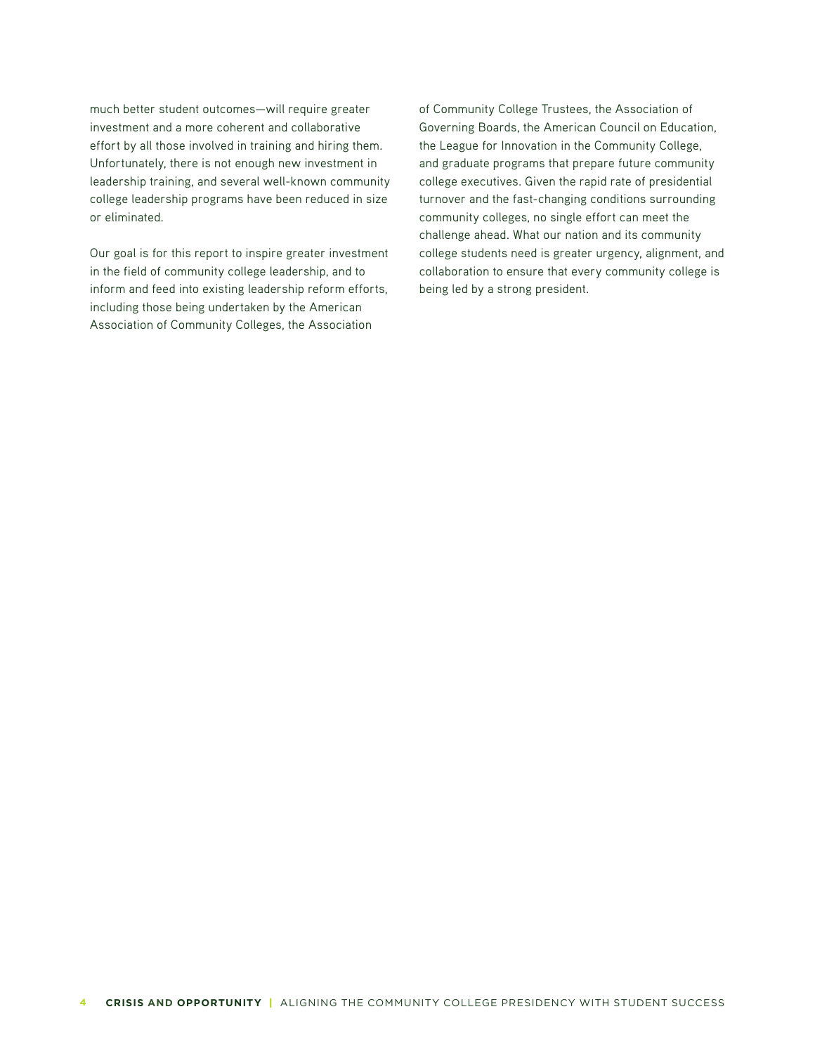much better student outcomes—will require greater investment and a more coherent and collaborative effort by all those involved in training and hiring them. Unfortunately, there is not enough new investment in leadership training, and several well-known community college leadership programs have been reduced in size or eliminated.

Our goal is for this report to inspire greater investment in the field of community college leadership, and to inform and feed into existing leadership reform efforts, including those being undertaken by the American Association of Community Colleges, the Association of Community College Trustees, the Association of Governing Boards, the American Council on Education, the League for Innovation in the Community College, and graduate programs that prepare future community college executives. Given the rapid rate of presidential turnover and the fast-changing conditions surrounding community colleges, no single effort can meet the challenge ahead. What our nation and its community college students need is greater urgency, alignment, and collaboration to ensure that every community college is being led by a strong president.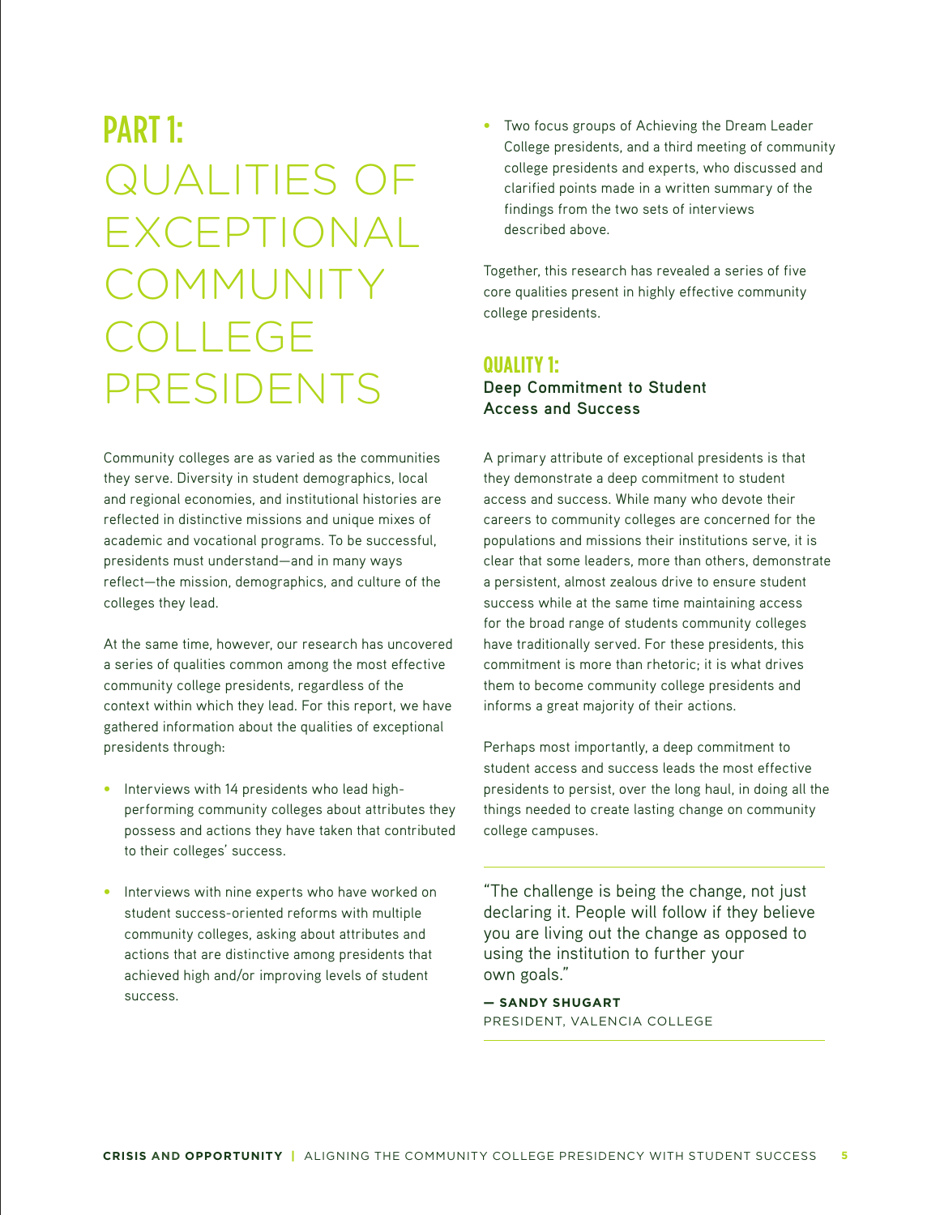# PART 1: QUALITIES OF EXCEPTIONAL COMMUNITY COLLEGE PRESIDENTS

Community colleges are as varied as the communities they serve. Diversity in student demographics, local and regional economies, and institutional histories are reflected in distinctive missions and unique mixes of academic and vocational programs. To be successful, presidents must understand—and in many ways reflect—the mission, demographics, and culture of the colleges they lead.

At the same time, however, our research has uncovered a series of qualities common among the most effective community college presidents, regardless of the context within which they lead. For this report, we have gathered information about the qualities of exceptional presidents through:

- Interviews with 14 presidents who lead high-performing community colleges about attributes they possess and actions they have taken that contributed to their colleges' success.
- Interviews with nine experts who have worked on student success-oriented reforms with multiple community colleges, asking about attributes and actions that are distinctive among presidents that achieved high and/or improving levels of student success.
- Two focus groups of Achieving the Dream Leader College presidents, and a third meeting of community college presidents and experts, who discussed and clarified points made in a written summary of the findings from the two sets of interviews described above.

Together, this research has revealed a series of five core qualities present in highly effective community college presidents.

## QUALITY 1:

### Deep Commitment to Student Access and Success

A primary attribute of exceptional presidents is that they demonstrate a deep commitment to student access and success. While many who devote their careers to community colleges are concerned for the populations and missions their institutions serve, it is clear that some leaders, more than others, demonstrate a persistent, almost zealous drive to ensure student success while at the same time maintaining access for the broad range of students community colleges have traditionally served. For these presidents, this commitment is more than rhetoric; it is what drives them to become community college presidents and informs a great majority of their actions.

Perhaps most importantly, a deep commitment to student access and success leads the most effective presidents to persist, over the long haul, in doing all the things needed to create lasting change on community college campuses.

> "The challenge is being the change, not just declaring it. People will follow if they believe you are living out the change as opposed to using the institution to further your own goals."
>
> **— SANDY SHUGART**
> PRESIDENT, VALENCIA COLLEGE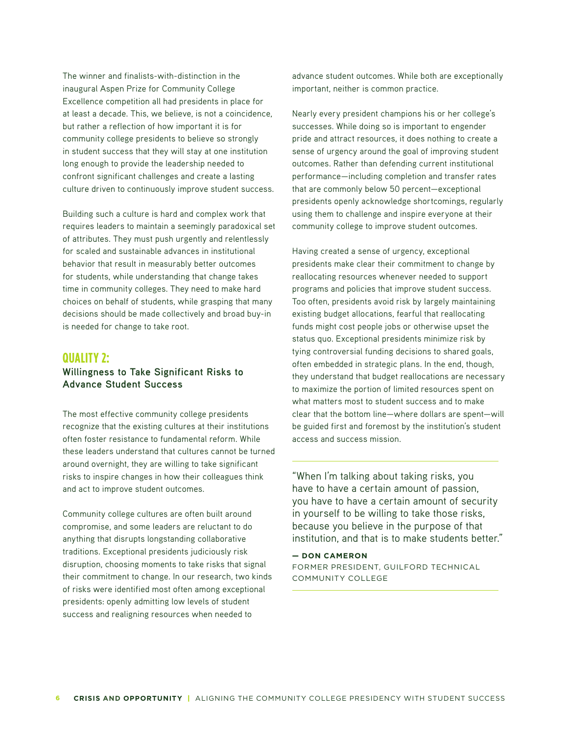The winner and finalists-with-distinction in the inaugural Aspen Prize for Community College Excellence competition all had presidents in place for at least a decade. This, we believe, is not a coincidence, but rather a reflection of how important it is for community college presidents to believe so strongly in student success that they will stay at one institution long enough to provide the leadership needed to confront significant challenges and create a lasting culture driven to continuously improve student success.

Building such a culture is hard and complex work that requires leaders to maintain a seemingly paradoxical set of attributes. They must push urgently and relentlessly for scaled and sustainable advances in institutional behavior that result in measurably better outcomes for students, while understanding that change takes time in community colleges. They need to make hard choices on behalf of students, while grasping that many decisions should be made collectively and broad buy-in is needed for change to take root.

## QUALITY 2:
### Willingness to Take Significant Risks to Advance Student Success

The most effective community college presidents recognize that the existing cultures at their institutions often foster resistance to fundamental reform. While these leaders understand that cultures cannot be turned around overnight, they are willing to take significant risks to inspire changes in how their colleagues think and act to improve student outcomes.

Community college cultures are often built around compromise, and some leaders are reluctant to do anything that disrupts longstanding collaborative traditions. Exceptional presidents judiciously risk disruption, choosing moments to take risks that signal their commitment to change. In our research, two kinds of risks were identified most often among exceptional presidents: openly admitting low levels of student success and realigning resources when needed to advance student outcomes. While both are exceptionally important, neither is common practice.

Nearly every president champions his or her college's successes. While doing so is important to engender pride and attract resources, it does nothing to create a sense of urgency around the goal of improving student outcomes. Rather than defending current institutional performance—including completion and transfer rates that are commonly below 50 percent—exceptional presidents openly acknowledge shortcomings, regularly using them to challenge and inspire everyone at their community college to improve student outcomes.

Having created a sense of urgency, exceptional presidents make clear their commitment to change by reallocating resources whenever needed to support programs and policies that improve student success. Too often, presidents avoid risk by largely maintaining existing budget allocations, fearful that reallocating funds might cost people jobs or otherwise upset the status quo. Exceptional presidents minimize risk by tying controversial funding decisions to shared goals, often embedded in strategic plans. In the end, though, they understand that budget reallocations are necessary to maximize the portion of limited resources spent on what matters most to student success and to make clear that the bottom line—where dollars are spent—will be guided first and foremost by the institution's student access and success mission.

> "When I'm talking about taking risks, you have to have a certain amount of passion, you have to have a certain amount of security in yourself to be willing to take those risks, because you believe in the purpose of that institution, and that is to make students better."
>
> **— DON CAMERON**
> FORMER PRESIDENT, GUILFORD TECHNICAL COMMUNITY COLLEGE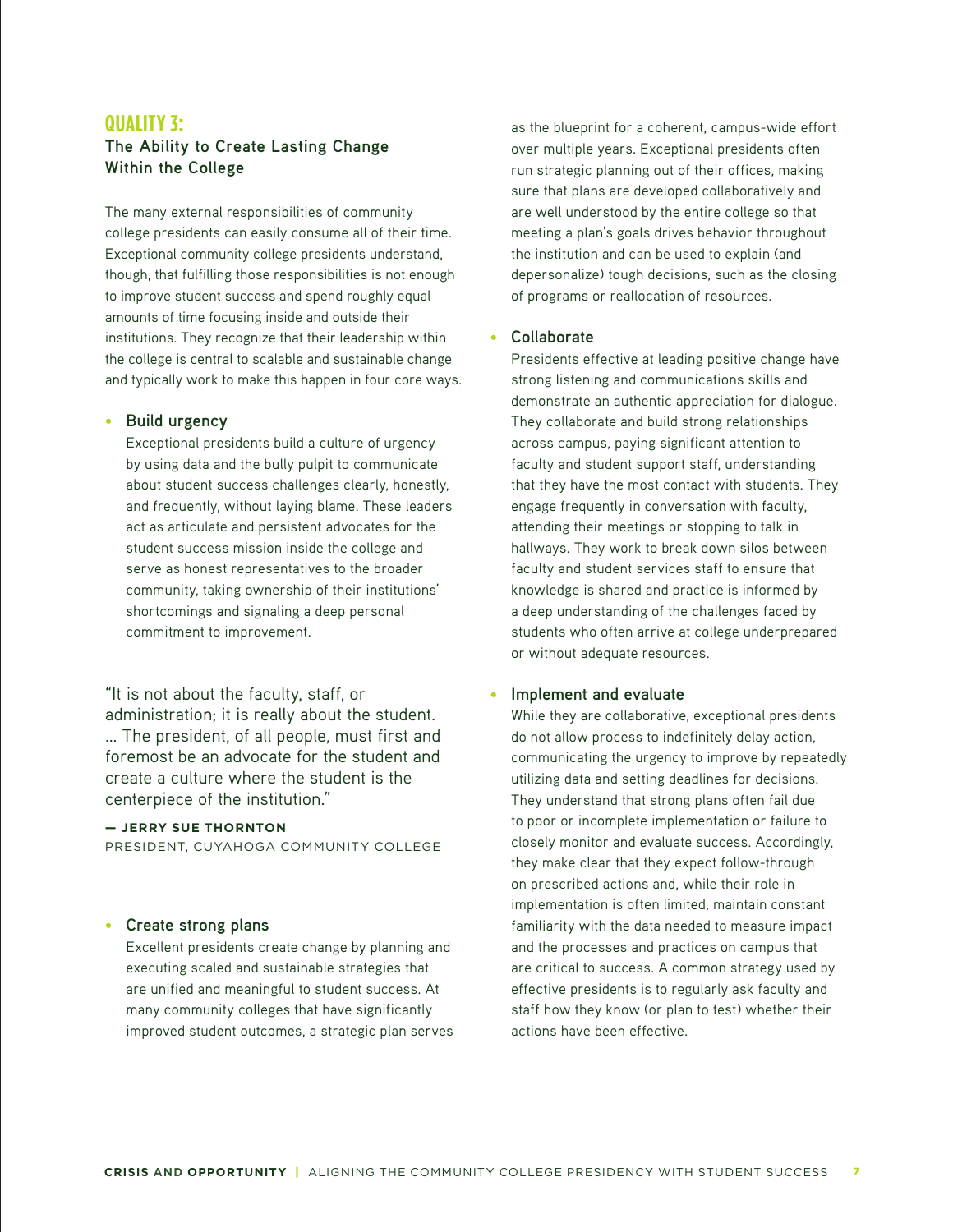## QUALITY 3:

### The Ability to Create Lasting Change Within the College

The many external responsibilities of community college presidents can easily consume all of their time. Exceptional community college presidents understand, though, that fulfilling those responsibilities is not enough to improve student success and spend roughly equal amounts of time focusing inside and outside their institutions. They recognize that their leadership within the college is central to scalable and sustainable change and typically work to make this happen in four core ways.

- **Build urgency**
  Exceptional presidents build a culture of urgency by using data and the bully pulpit to communicate about student success challenges clearly, honestly, and frequently, without laying blame. These leaders act as articulate and persistent advocates for the student success mission inside the college and serve as honest representatives to the broader community, taking ownership of their institutions' shortcomings and signaling a deep personal commitment to improvement.

> "It is not about the faculty, staff, or administration; it is really about the student. … The president, of all people, must first and foremost be an advocate for the student and create a culture where the student is the centerpiece of the institution."
>
> **— JERRY SUE THORNTON**
> PRESIDENT, CUYAHOGA COMMUNITY COLLEGE

- **Create strong plans**
  Excellent presidents create change by planning and executing scaled and sustainable strategies that are unified and meaningful to student success. At many community colleges that have significantly improved student outcomes, a strategic plan serves as the blueprint for a coherent, campus-wide effort over multiple years. Exceptional presidents often run strategic planning out of their offices, making sure that plans are developed collaboratively and are well understood by the entire college so that meeting a plan's goals drives behavior throughout the institution and can be used to explain (and depersonalize) tough decisions, such as the closing of programs or reallocation of resources.

- **Collaborate**
  Presidents effective at leading positive change have strong listening and communications skills and demonstrate an authentic appreciation for dialogue. They collaborate and build strong relationships across campus, paying significant attention to faculty and student support staff, understanding that they have the most contact with students. They engage frequently in conversation with faculty, attending their meetings or stopping to talk in hallways. They work to break down silos between faculty and student services staff to ensure that knowledge is shared and practice is informed by a deep understanding of the challenges faced by students who often arrive at college underprepared or without adequate resources.

- **Implement and evaluate**
  While they are collaborative, exceptional presidents do not allow process to indefinitely delay action, communicating the urgency to improve by repeatedly utilizing data and setting deadlines for decisions. They understand that strong plans often fail due to poor or incomplete implementation or failure to closely monitor and evaluate success. Accordingly, they make clear that they expect follow-through on prescribed actions and, while their role in implementation is often limited, maintain constant familiarity with the data needed to measure impact and the processes and practices on campus that are critical to success. A common strategy used by effective presidents is to regularly ask faculty and staff how they know (or plan to test) whether their actions have been effective.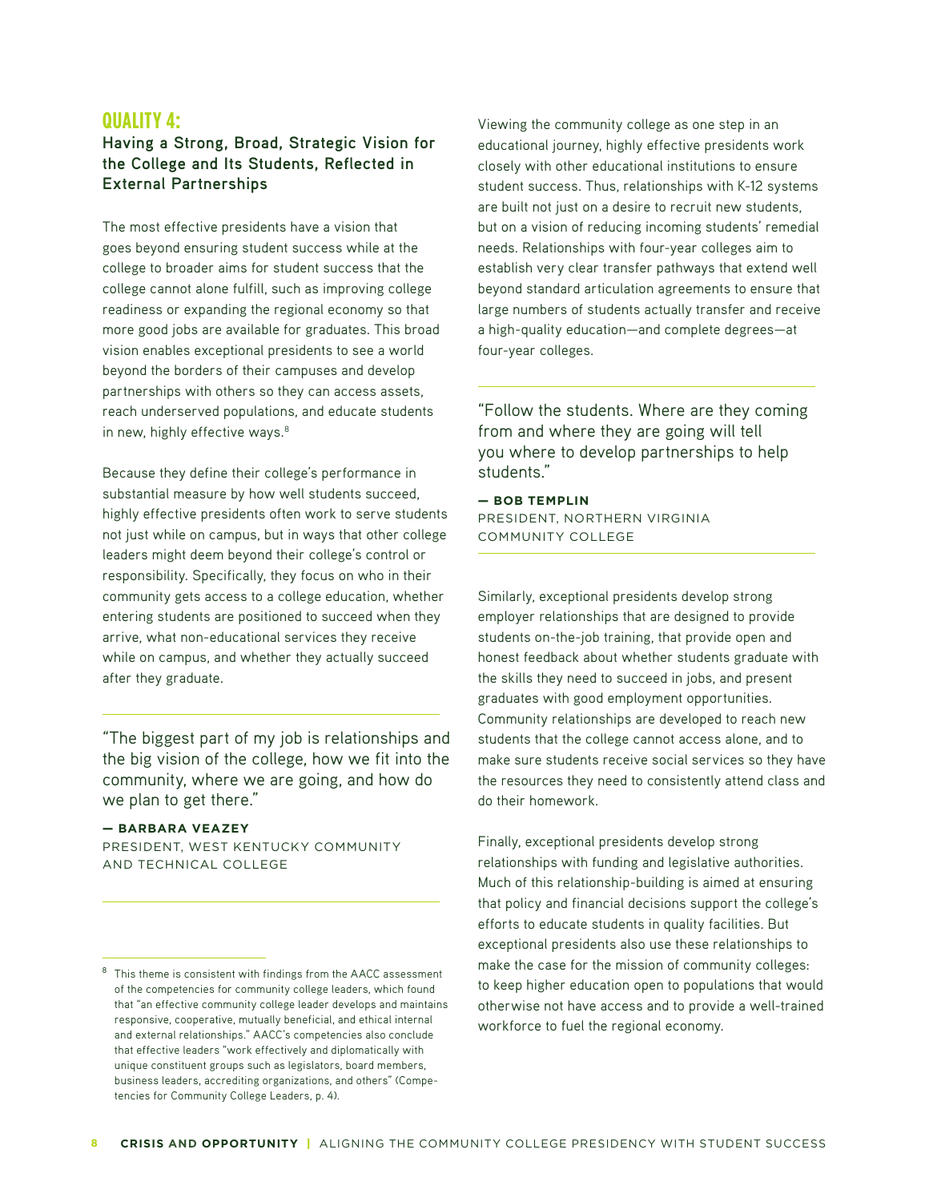## QUALITY 4:

### Having a Strong, Broad, Strategic Vision for the College and Its Students, Reflected in External Partnerships

The most effective presidents have a vision that goes beyond ensuring student success while at the college to broader aims for student success that the college cannot alone fulfill, such as improving college readiness or expanding the regional economy so that more good jobs are available for graduates. This broad vision enables exceptional presidents to see a world beyond the borders of their campuses and develop partnerships with others so they can access assets, reach underserved populations, and educate students in new, highly effective ways.[8]

Because they define their college's performance in substantial measure by how well students succeed, highly effective presidents often work to serve students not just while on campus, but in ways that other college leaders might deem beyond their college's control or responsibility. Specifically, they focus on who in their community gets access to a college education, whether entering students are positioned to succeed when they arrive, what non-educational services they receive while on campus, and whether they actually succeed after they graduate.

> "The biggest part of my job is relationships and the big vision of the college, how we fit into the community, where we are going, and how do we plan to get there."
>
> **— BARBARA VEAZEY**
> PRESIDENT, WEST KENTUCKY COMMUNITY AND TECHNICAL COLLEGE

Viewing the community college as one step in an educational journey, highly effective presidents work closely with other educational institutions to ensure student success. Thus, relationships with K-12 systems are built not just on a desire to recruit new students, but on a vision of reducing incoming students' remedial needs. Relationships with four-year colleges aim to establish very clear transfer pathways that extend well beyond standard articulation agreements to ensure that large numbers of students actually transfer and receive a high-quality education—and complete degrees—at four-year colleges.

> "Follow the students. Where are they coming from and where they are going will tell you where to develop partnerships to help students."
>
> **— BOB TEMPLIN**
> PRESIDENT, NORTHERN VIRGINIA COMMUNITY COLLEGE

Similarly, exceptional presidents develop strong employer relationships that are designed to provide students on-the-job training, that provide open and honest feedback about whether students graduate with the skills they need to succeed in jobs, and present graduates with good employment opportunities. Community relationships are developed to reach new students that the college cannot access alone, and to make sure students receive social services so they have the resources they need to consistently attend class and do their homework.

Finally, exceptional presidents develop strong relationships with funding and legislative authorities. Much of this relationship-building is aimed at ensuring that policy and financial decisions support the college's efforts to educate students in quality facilities. But exceptional presidents also use these relationships to make the case for the mission of community colleges: to keep higher education open to populations that would otherwise not have access and to provide a well-trained workforce to fuel the regional economy.

---

[8] This theme is consistent with findings from the AACC assessment of the competencies for community college leaders, which found that "an effective community college leader develops and maintains responsive, cooperative, mutually beneficial, and ethical internal and external relationships." AACC's competencies also conclude that effective leaders "work effectively and diplomatically with unique constituent groups such as legislators, board members, business leaders, accrediting organizations, and others" (Competencies for Community College Leaders, p. 4).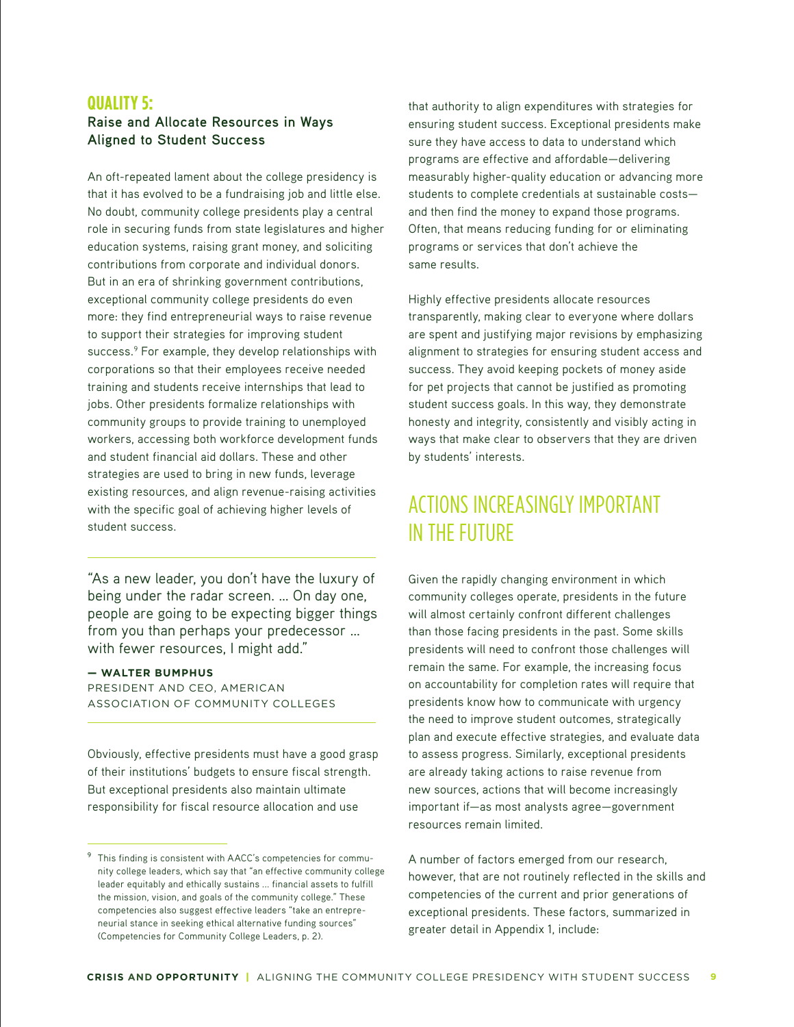## QUALITY 5:

### Raise and Allocate Resources in Ways Aligned to Student Success

An oft-repeated lament about the college presidency is that it has evolved to be a fundraising job and little else. No doubt, community college presidents play a central role in securing funds from state legislatures and higher education systems, raising grant money, and soliciting contributions from corporate and individual donors. But in an era of shrinking government contributions, exceptional community college presidents do even more: they find entrepreneurial ways to raise revenue to support their strategies for improving student success.[9] For example, they develop relationships with corporations so that their employees receive needed training and students receive internships that lead to jobs. Other presidents formalize relationships with community groups to provide training to unemployed workers, accessing both workforce development funds and student financial aid dollars. These and other strategies are used to bring in new funds, leverage existing resources, and align revenue-raising activities with the specific goal of achieving higher levels of student success.

> "As a new leader, you don't have the luxury of being under the radar screen. ... On day one, people are going to be expecting bigger things from you than perhaps your predecessor ... with fewer resources, I might add."
>
> **— WALTER BUMPHUS**
> PRESIDENT AND CEO, AMERICAN ASSOCIATION OF COMMUNITY COLLEGES

Obviously, effective presidents must have a good grasp of their institutions' budgets to ensure fiscal strength. But exceptional presidents also maintain ultimate responsibility for fiscal resource allocation and use that authority to align expenditures with strategies for ensuring student success. Exceptional presidents make sure they have access to data to understand which programs are effective and affordable—delivering measurably higher-quality education or advancing more students to complete credentials at sustainable costs—and then find the money to expand those programs. Often, that means reducing funding for or eliminating programs or services that don't achieve the same results.

Highly effective presidents allocate resources transparently, making clear to everyone where dollars are spent and justifying major revisions by emphasizing alignment to strategies for ensuring student access and success. They avoid keeping pockets of money aside for pet projects that cannot be justified as promoting student success goals. In this way, they demonstrate honesty and integrity, consistently and visibly acting in ways that make clear to observers that they are driven by students' interests.

## ACTIONS INCREASINGLY IMPORTANT IN THE FUTURE

Given the rapidly changing environment in which community colleges operate, presidents in the future will almost certainly confront different challenges than those facing presidents in the past. Some skills presidents will need to confront those challenges will remain the same. For example, the increasing focus on accountability for completion rates will require that presidents know how to communicate with urgency the need to improve student outcomes, strategically plan and execute effective strategies, and evaluate data to assess progress. Similarly, exceptional presidents are already taking actions to raise revenue from new sources, actions that will become increasingly important if—as most analysts agree—government resources remain limited.

A number of factors emerged from our research, however, that are not routinely reflected in the skills and competencies of the current and prior generations of exceptional presidents. These factors, summarized in greater detail in Appendix 1, include:

---

[9] This finding is consistent with AACC's competencies for community college leaders, which say that "an effective community college leader equitably and ethically sustains ... financial assets to fulfill the mission, vision, and goals of the community college." These competencies also suggest effective leaders "take an entrepreneurial stance in seeking ethical alternative funding sources" (Competencies for Community College Leaders, p. 2).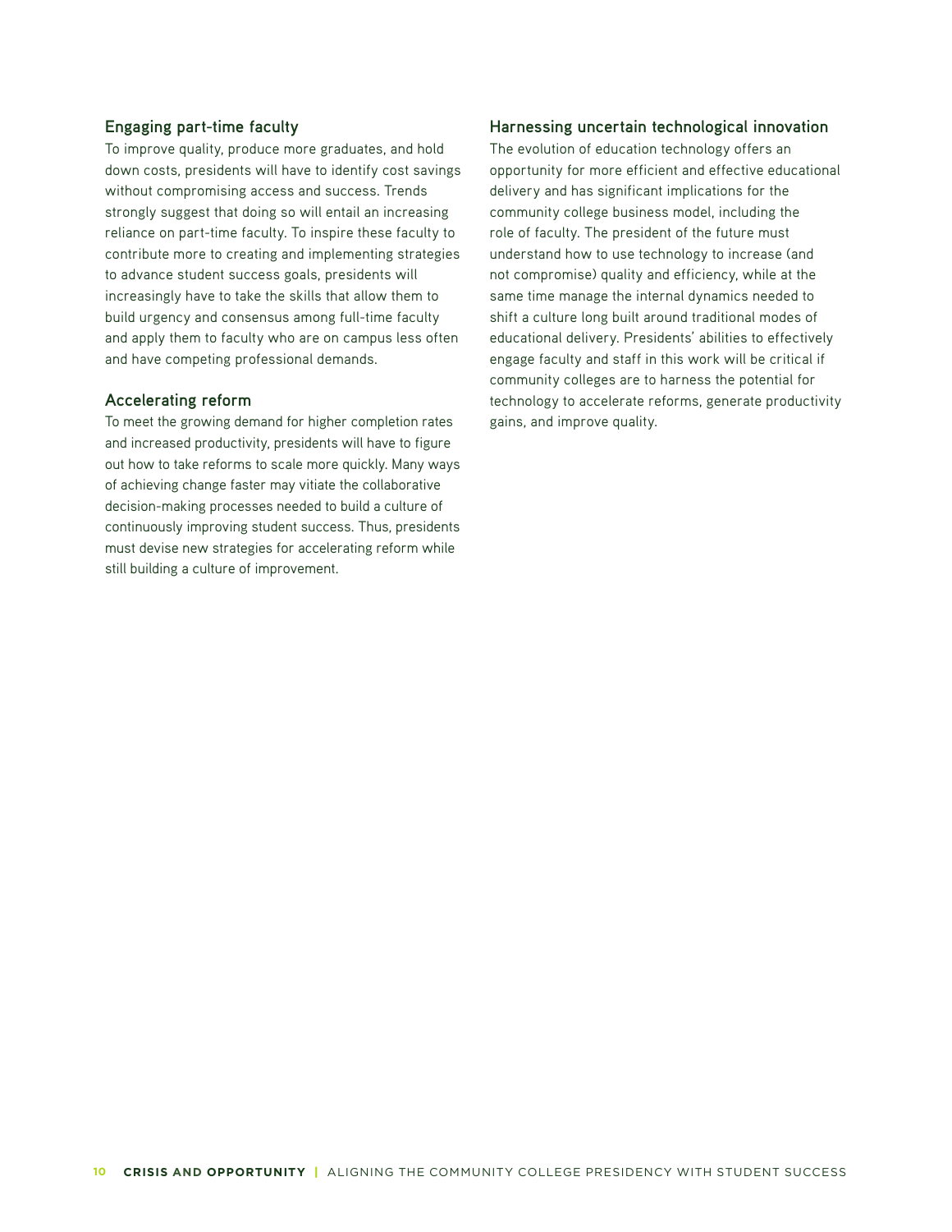### Engaging part-time faculty

To improve quality, produce more graduates, and hold down costs, presidents will have to identify cost savings without compromising access and success. Trends strongly suggest that doing so will entail an increasing reliance on part-time faculty. To inspire these faculty to contribute more to creating and implementing strategies to advance student success goals, presidents will increasingly have to take the skills that allow them to build urgency and consensus among full-time faculty and apply them to faculty who are on campus less often and have competing professional demands.

### Accelerating reform

To meet the growing demand for higher completion rates and increased productivity, presidents will have to figure out how to take reforms to scale more quickly. Many ways of achieving change faster may vitiate the collaborative decision-making processes needed to build a culture of continuously improving student success. Thus, presidents must devise new strategies for accelerating reform while still building a culture of improvement.

### Harnessing uncertain technological innovation

The evolution of education technology offers an opportunity for more efficient and effective educational delivery and has significant implications for the community college business model, including the role of faculty. The president of the future must understand how to use technology to increase (and not compromise) quality and efficiency, while at the same time manage the internal dynamics needed to shift a culture long built around traditional modes of educational delivery. Presidents' abilities to effectively engage faculty and staff in this work will be critical if community colleges are to harness the potential for technology to accelerate reforms, generate productivity gains, and improve quality.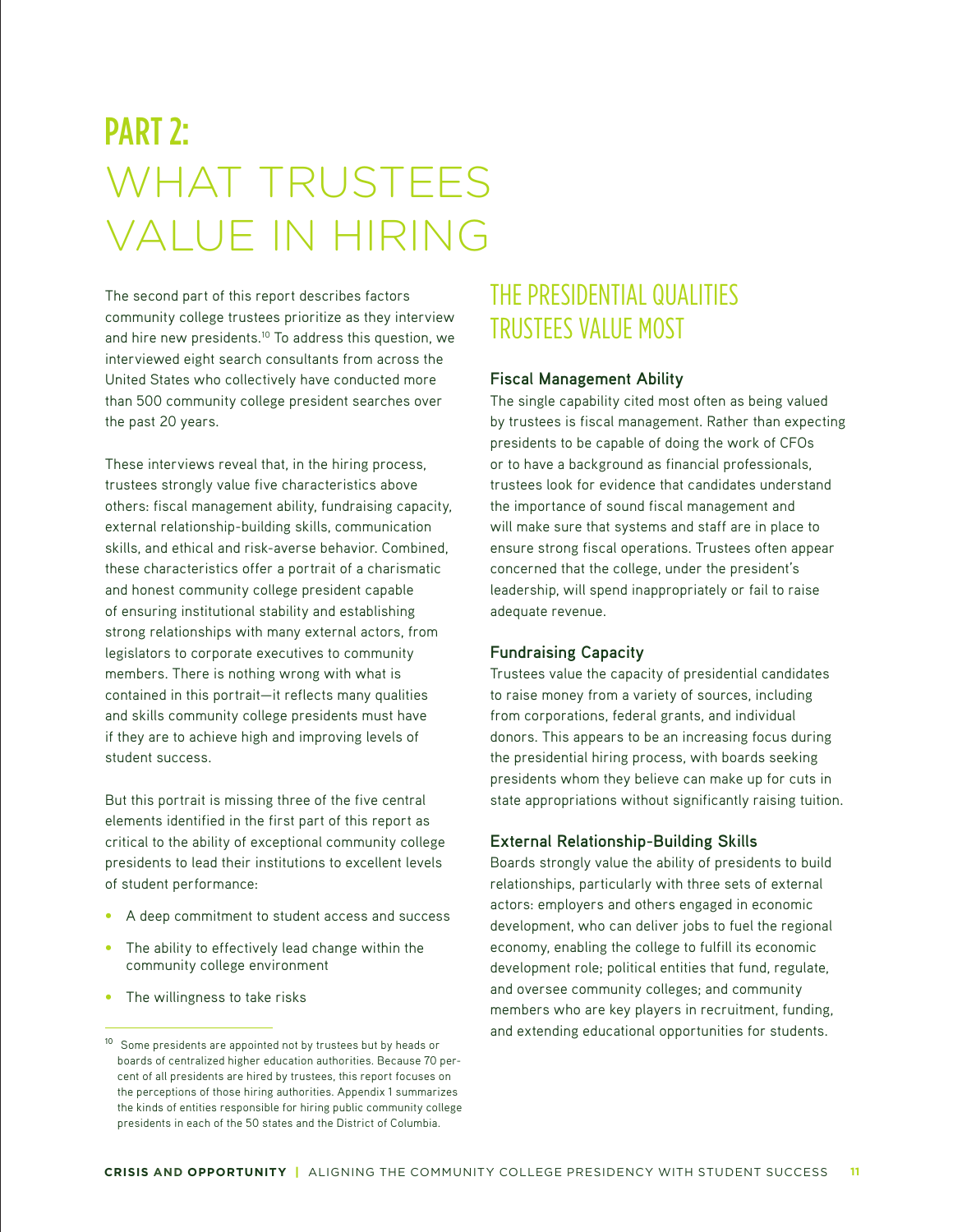# PART 2: WHAT TRUSTEES VALUE IN HIRING

The second part of this report describes factors community college trustees prioritize as they interview and hire new presidents.[10] To address this question, we interviewed eight search consultants from across the United States who collectively have conducted more than 500 community college president searches over the past 20 years.

These interviews reveal that, in the hiring process, trustees strongly value five characteristics above others: fiscal management ability, fundraising capacity, external relationship-building skills, communication skills, and ethical and risk-averse behavior. Combined, these characteristics offer a portrait of a charismatic and honest community college president capable of ensuring institutional stability and establishing strong relationships with many external actors, from legislators to corporate executives to community members. There is nothing wrong with what is contained in this portrait—it reflects many qualities and skills community college presidents must have if they are to achieve high and improving levels of student success.

But this portrait is missing three of the five central elements identified in the first part of this report as critical to the ability of exceptional community college presidents to lead their institutions to excellent levels of student performance:

- A deep commitment to student access and success
- The ability to effectively lead change within the community college environment
- The willingness to take risks

[10] Some presidents are appointed not by trustees but by heads or boards of centralized higher education authorities. Because 70 percent of all presidents are hired by trustees, this report focuses on the perceptions of those hiring authorities. Appendix 1 summarizes the kinds of entities responsible for hiring public community college presidents in each of the 50 states and the District of Columbia.

## THE PRESIDENTIAL QUALITIES TRUSTEES VALUE MOST

### Fiscal Management Ability

The single capability cited most often as being valued by trustees is fiscal management. Rather than expecting presidents to be capable of doing the work of CFOs or to have a background as financial professionals, trustees look for evidence that candidates understand the importance of sound fiscal management and will make sure that systems and staff are in place to ensure strong fiscal operations. Trustees often appear concerned that the college, under the president's leadership, will spend inappropriately or fail to raise adequate revenue.

### Fundraising Capacity

Trustees value the capacity of presidential candidates to raise money from a variety of sources, including from corporations, federal grants, and individual donors. This appears to be an increasing focus during the presidential hiring process, with boards seeking presidents whom they believe can make up for cuts in state appropriations without significantly raising tuition.

### External Relationship-Building Skills

Boards strongly value the ability of presidents to build relationships, particularly with three sets of external actors: employers and others engaged in economic development, who can deliver jobs to fuel the regional economy, enabling the college to fulfill its economic development role; political entities that fund, regulate, and oversee community colleges; and community members who are key players in recruitment, funding, and extending educational opportunities for students.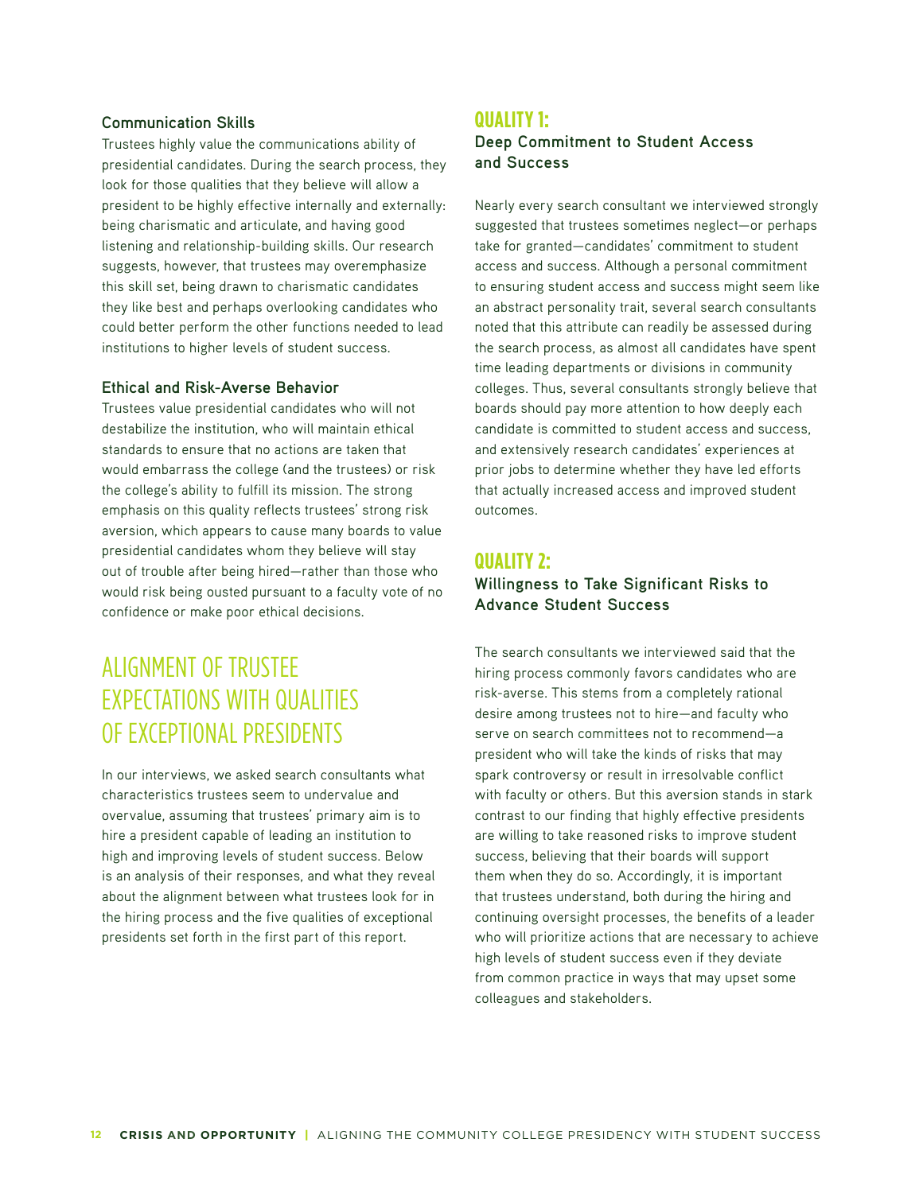### Communication Skills

Trustees highly value the communications ability of presidential candidates. During the search process, they look for those qualities that they believe will allow a president to be highly effective internally and externally: being charismatic and articulate, and having good listening and relationship-building skills. Our research suggests, however, that trustees may overemphasize this skill set, being drawn to charismatic candidates they like best and perhaps overlooking candidates who could better perform the other functions needed to lead institutions to higher levels of student success.

### Ethical and Risk-Averse Behavior

Trustees value presidential candidates who will not destabilize the institution, who will maintain ethical standards to ensure that no actions are taken that would embarrass the college (and the trustees) or risk the college's ability to fulfill its mission. The strong emphasis on this quality reflects trustees' strong risk aversion, which appears to cause many boards to value presidential candidates whom they believe will stay out of trouble after being hired—rather than those who would risk being ousted pursuant to a faculty vote of no confidence or make poor ethical decisions.

## ALIGNMENT OF TRUSTEE EXPECTATIONS WITH QUALITIES OF EXCEPTIONAL PRESIDENTS

In our interviews, we asked search consultants what characteristics trustees seem to undervalue and overvalue, assuming that trustees' primary aim is to hire a president capable of leading an institution to high and improving levels of student success. Below is an analysis of their responses, and what they reveal about the alignment between what trustees look for in the hiring process and the five qualities of exceptional presidents set forth in the first part of this report.

## QUALITY 1:
### Deep Commitment to Student Access and Success

Nearly every search consultant we interviewed strongly suggested that trustees sometimes neglect—or perhaps take for granted—candidates' commitment to student access and success. Although a personal commitment to ensuring student access and success might seem like an abstract personality trait, several search consultants noted that this attribute can readily be assessed during the search process, as almost all candidates have spent time leading departments or divisions in community colleges. Thus, several consultants strongly believe that boards should pay more attention to how deeply each candidate is committed to student access and success, and extensively research candidates' experiences at prior jobs to determine whether they have led efforts that actually increased access and improved student outcomes.

## QUALITY 2:
### Willingness to Take Significant Risks to Advance Student Success

The search consultants we interviewed said that the hiring process commonly favors candidates who are risk-averse. This stems from a completely rational desire among trustees not to hire—and faculty who serve on search committees not to recommend—a president who will take the kinds of risks that may spark controversy or result in irresolvable conflict with faculty or others. But this aversion stands in stark contrast to our finding that highly effective presidents are willing to take reasoned risks to improve student success, believing that their boards will support them when they do so. Accordingly, it is important that trustees understand, both during the hiring and continuing oversight processes, the benefits of a leader who will prioritize actions that are necessary to achieve high levels of student success even if they deviate from common practice in ways that may upset some colleagues and stakeholders.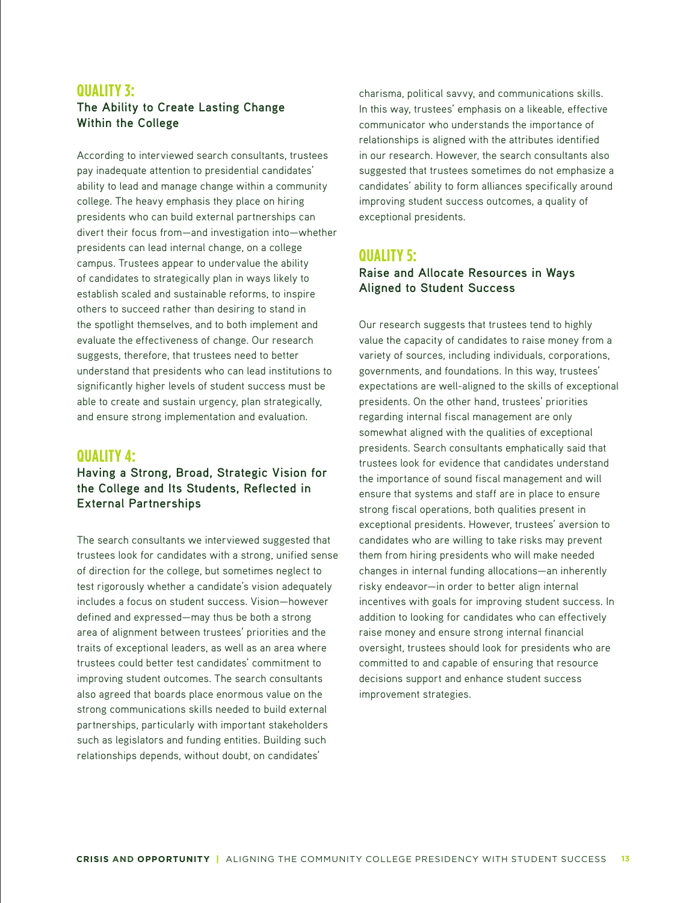## QUALITY 3:

### The Ability to Create Lasting Change Within the College

According to interviewed search consultants, trustees pay inadequate attention to presidential candidates' ability to lead and manage change within a community college. The heavy emphasis they place on hiring presidents who can build external partnerships can divert their focus from—and investigation into—whether presidents can lead internal change, on a college campus. Trustees appear to undervalue the ability of candidates to strategically plan in ways likely to establish scaled and sustainable reforms, to inspire others to succeed rather than desiring to stand in the spotlight themselves, and to both implement and evaluate the effectiveness of change. Our research suggests, therefore, that trustees need to better understand that presidents who can lead institutions to significantly higher levels of student success must be able to create and sustain urgency, plan strategically, and ensure strong implementation and evaluation.

## QUALITY 4:

### Having a Strong, Broad, Strategic Vision for the College and Its Students, Reflected in External Partnerships

The search consultants we interviewed suggested that trustees look for candidates with a strong, unified sense of direction for the college, but sometimes neglect to test rigorously whether a candidate's vision adequately includes a focus on student success. Vision—however defined and expressed—may thus be both a strong area of alignment between trustees' priorities and the traits of exceptional leaders, as well as an area where trustees could better test candidates' commitment to improving student outcomes. The search consultants also agreed that boards place enormous value on the strong communications skills needed to build external partnerships, particularly with important stakeholders such as legislators and funding entities. Building such relationships depends, without doubt, on candidates' charisma, political savvy, and communications skills. In this way, trustees' emphasis on a likeable, effective communicator who understands the importance of relationships is aligned with the attributes identified in our research. However, the search consultants also suggested that trustees sometimes do not emphasize a candidates' ability to form alliances specifically around improving student success outcomes, a quality of exceptional presidents.

## QUALITY 5:

### Raise and Allocate Resources in Ways Aligned to Student Success

Our research suggests that trustees tend to highly value the capacity of candidates to raise money from a variety of sources, including individuals, corporations, governments, and foundations. In this way, trustees' expectations are well-aligned to the skills of exceptional presidents. On the other hand, trustees' priorities regarding internal fiscal management are only somewhat aligned with the qualities of exceptional presidents. Search consultants emphatically said that trustees look for evidence that candidates understand the importance of sound fiscal management and will ensure that systems and staff are in place to ensure strong fiscal operations, both qualities present in exceptional presidents. However, trustees' aversion to candidates who are willing to take risks may prevent them from hiring presidents who will make needed changes in internal funding allocations—an inherently risky endeavor—in order to better align internal incentives with goals for improving student success. In addition to looking for candidates who can effectively raise money and ensure strong internal financial oversight, trustees should look for presidents who are committed to and capable of ensuring that resource decisions support and enhance student success improvement strategies.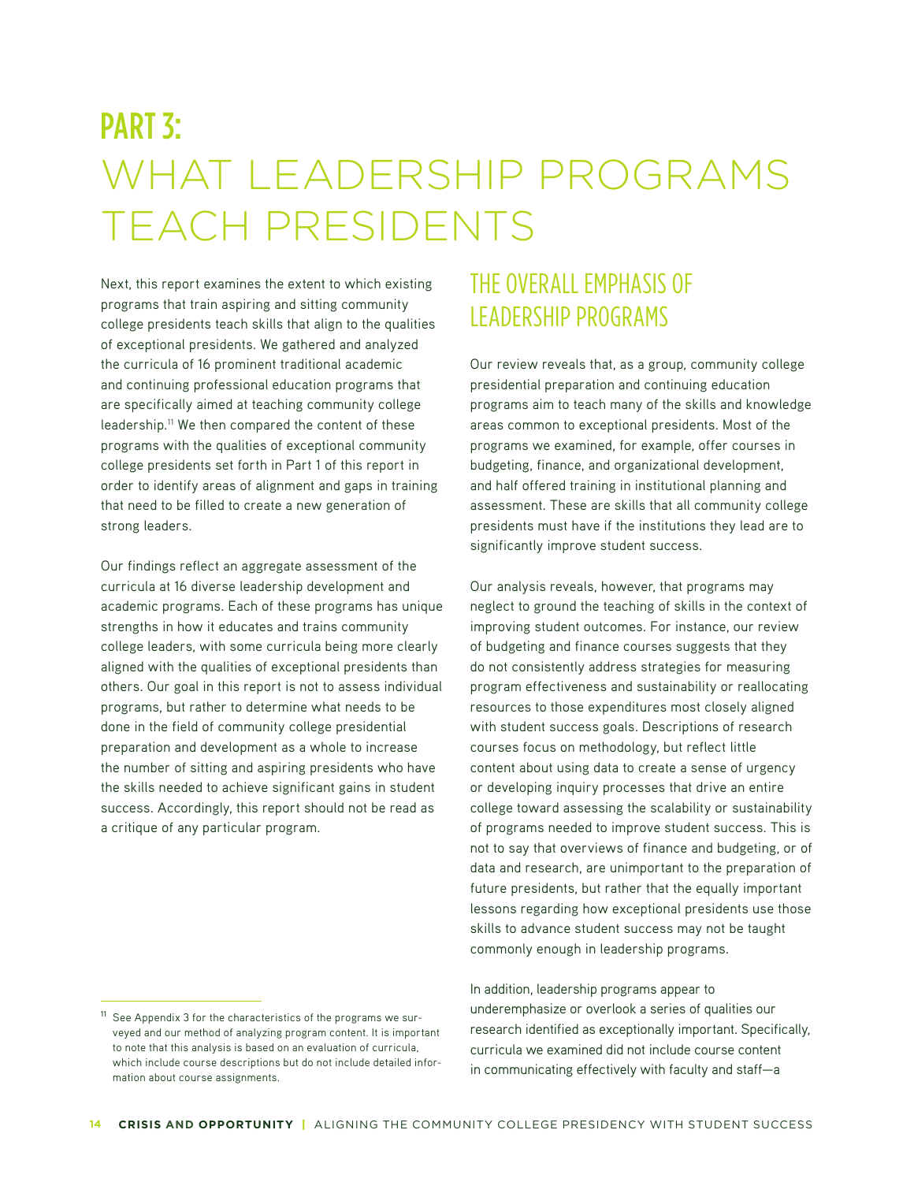# PART 3: WHAT LEADERSHIP PROGRAMS TEACH PRESIDENTS

Next, this report examines the extent to which existing programs that train aspiring and sitting community college presidents teach skills that align to the qualities of exceptional presidents. We gathered and analyzed the curricula of 16 prominent traditional academic and continuing professional education programs that are specifically aimed at teaching community college leadership.[11] We then compared the content of these programs with the qualities of exceptional community college presidents set forth in Part 1 of this report in order to identify areas of alignment and gaps in training that need to be filled to create a new generation of strong leaders.

Our findings reflect an aggregate assessment of the curricula at 16 diverse leadership development and academic programs. Each of these programs has unique strengths in how it educates and trains community college leaders, with some curricula being more clearly aligned with the qualities of exceptional presidents than others. Our goal in this report is not to assess individual programs, but rather to determine what needs to be done in the field of community college presidential preparation and development as a whole to increase the number of sitting and aspiring presidents who have the skills needed to achieve significant gains in student success. Accordingly, this report should not be read as a critique of any particular program.

## THE OVERALL EMPHASIS OF LEADERSHIP PROGRAMS

Our review reveals that, as a group, community college presidential preparation and continuing education programs aim to teach many of the skills and knowledge areas common to exceptional presidents. Most of the programs we examined, for example, offer courses in budgeting, finance, and organizational development, and half offered training in institutional planning and assessment. These are skills that all community college presidents must have if the institutions they lead are to significantly improve student success.

Our analysis reveals, however, that programs may neglect to ground the teaching of skills in the context of improving student outcomes. For instance, our review of budgeting and finance courses suggests that they do not consistently address strategies for measuring program effectiveness and sustainability or reallocating resources to those expenditures most closely aligned with student success goals. Descriptions of research courses focus on methodology, but reflect little content about using data to create a sense of urgency or developing inquiry processes that drive an entire college toward assessing the scalability or sustainability of programs needed to improve student success. This is not to say that overviews of finance and budgeting, or of data and research, are unimportant to the preparation of future presidents, but rather that the equally important lessons regarding how exceptional presidents use those skills to advance student success may not be taught commonly enough in leadership programs.

In addition, leadership programs appear to underemphasize or overlook a series of qualities our research identified as exceptionally important. Specifically, curricula we examined did not include course content in communicating effectively with faculty and staff—a

[11] See Appendix 3 for the characteristics of the programs we surveyed and our method of analyzing program content. It is important to note that this analysis is based on an evaluation of curricula, which include course descriptions but do not include detailed information about course assignments.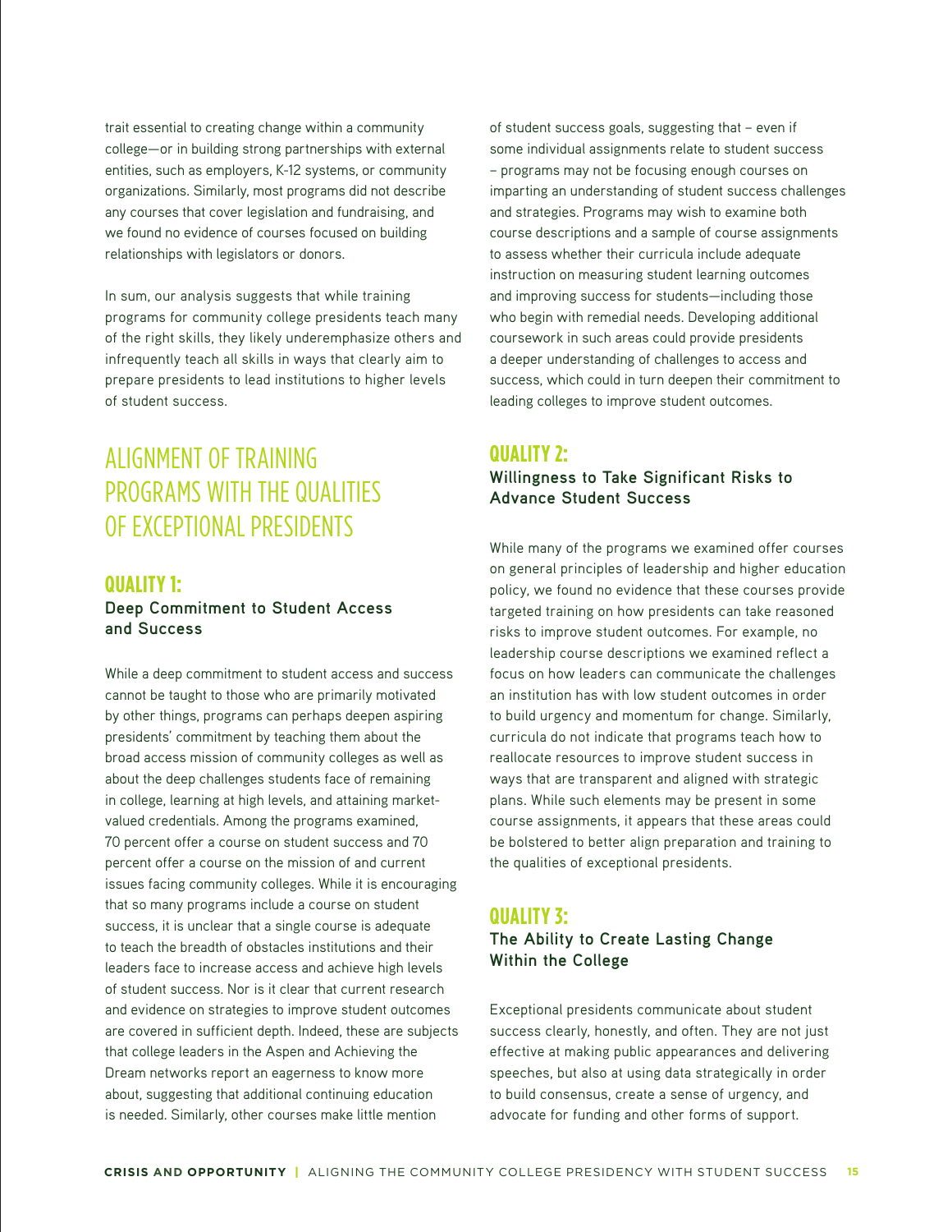trait essential to creating change within a community college—or in building strong partnerships with external entities, such as employers, K-12 systems, or community organizations. Similarly, most programs did not describe any courses that cover legislation and fundraising, and we found no evidence of courses focused on building relationships with legislators or donors.

In sum, our analysis suggests that while training programs for community college presidents teach many of the right skills, they likely underemphasize others and infrequently teach all skills in ways that clearly aim to prepare presidents to lead institutions to higher levels of student success.

## ALIGNMENT OF TRAINING PROGRAMS WITH THE QUALITIES OF EXCEPTIONAL PRESIDENTS

### QUALITY 1:
**Deep Commitment to Student Access and Success**

While a deep commitment to student access and success cannot be taught to those who are primarily motivated by other things, programs can perhaps deepen aspiring presidents' commitment by teaching them about the broad access mission of community colleges as well as about the deep challenges students face of remaining in college, learning at high levels, and attaining market-valued credentials. Among the programs examined, 70 percent offer a course on student success and 70 percent offer a course on the mission of and current issues facing community colleges. While it is encouraging that so many programs include a course on student success, it is unclear that a single course is adequate to teach the breadth of obstacles institutions and their leaders face to increase access and achieve high levels of student success. Nor is it clear that current research and evidence on strategies to improve student outcomes are covered in sufficient depth. Indeed, these are subjects that college leaders in the Aspen and Achieving the Dream networks report an eagerness to know more about, suggesting that additional continuing education is needed. Similarly, other courses make little mention of student success goals, suggesting that – even if some individual assignments relate to student success – programs may not be focusing enough courses on imparting an understanding of student success challenges and strategies. Programs may wish to examine both course descriptions and a sample of course assignments to assess whether their curricula include adequate instruction on measuring student learning outcomes and improving success for students—including those who begin with remedial needs. Developing additional coursework in such areas could provide presidents a deeper understanding of challenges to access and success, which could in turn deepen their commitment to leading colleges to improve student outcomes.

### QUALITY 2:
**Willingness to Take Significant Risks to Advance Student Success**

While many of the programs we examined offer courses on general principles of leadership and higher education policy, we found no evidence that these courses provide targeted training on how presidents can take reasoned risks to improve student outcomes. For example, no leadership course descriptions we examined reflect a focus on how leaders can communicate the challenges an institution has with low student outcomes in order to build urgency and momentum for change. Similarly, curricula do not indicate that programs teach how to reallocate resources to improve student success in ways that are transparent and aligned with strategic plans. While such elements may be present in some course assignments, it appears that these areas could be bolstered to better align preparation and training to the qualities of exceptional presidents.

### QUALITY 3:
**The Ability to Create Lasting Change Within the College**

Exceptional presidents communicate about student success clearly, honestly, and often. They are not just effective at making public appearances and delivering speeches, but also at using data strategically in order to build consensus, create a sense of urgency, and advocate for funding and other forms of support.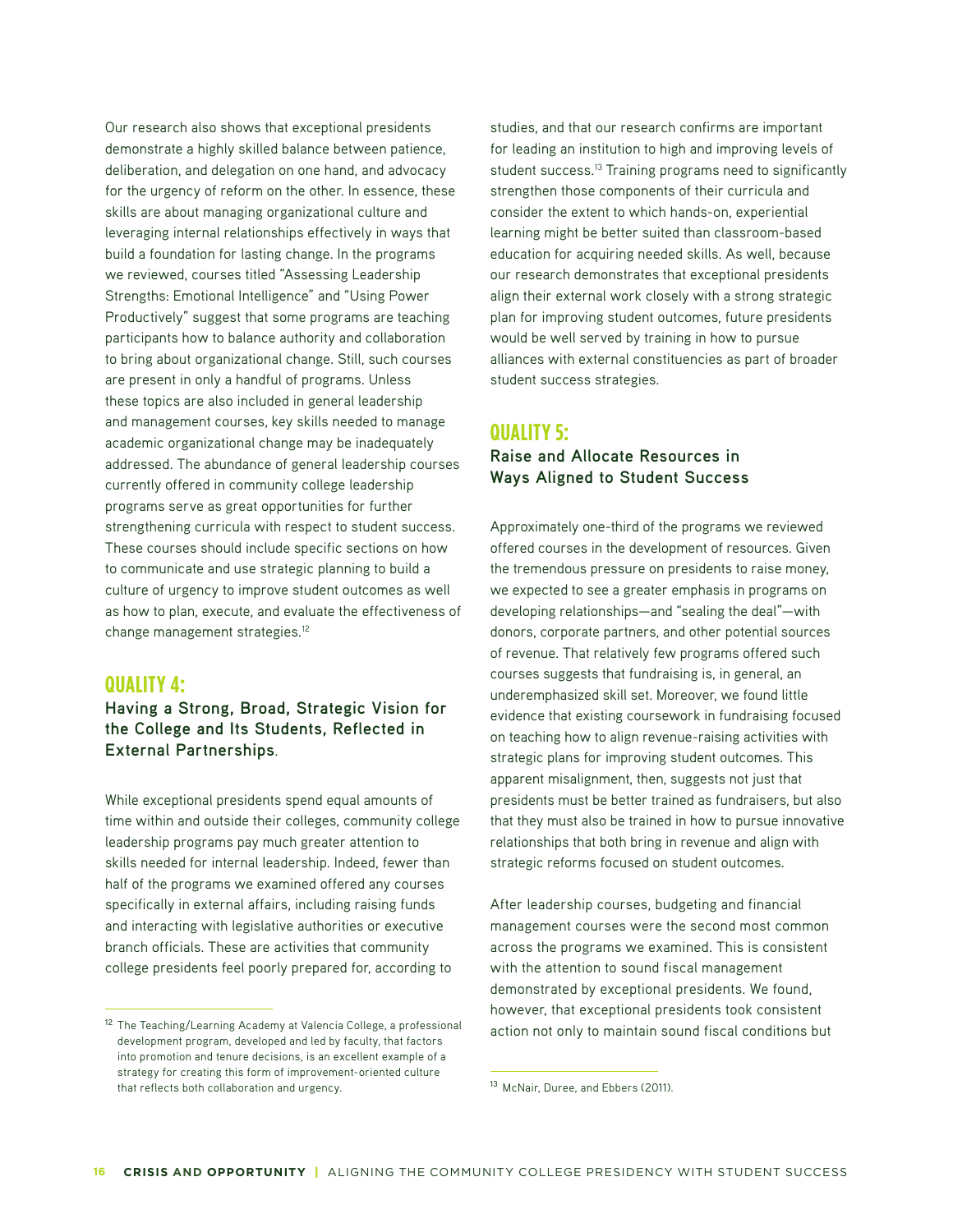Our research also shows that exceptional presidents demonstrate a highly skilled balance between patience, deliberation, and delegation on one hand, and advocacy for the urgency of reform on the other. In essence, these skills are about managing organizational culture and leveraging internal relationships effectively in ways that build a foundation for lasting change. In the programs we reviewed, courses titled "Assessing Leadership Strengths: Emotional Intelligence" and "Using Power Productively" suggest that some programs are teaching participants how to balance authority and collaboration to bring about organizational change. Still, such courses are present in only a handful of programs. Unless these topics are also included in general leadership and management courses, key skills needed to manage academic organizational change may be inadequately addressed. The abundance of general leadership courses currently offered in community college leadership programs serve as great opportunities for further strengthening curricula with respect to student success. These courses should include specific sections on how to communicate and use strategic planning to build a culture of urgency to improve student outcomes as well as how to plan, execute, and evaluate the effectiveness of change management strategies.[12]

## QUALITY 4:

### Having a Strong, Broad, Strategic Vision for the College and Its Students, Reflected in External Partnerships.

While exceptional presidents spend equal amounts of time within and outside their colleges, community college leadership programs pay much greater attention to skills needed for internal leadership. Indeed, fewer than half of the programs we examined offered any courses specifically in external affairs, including raising funds and interacting with legislative authorities or executive branch officials. These are activities that community college presidents feel poorly prepared for, according to studies, and that our research confirms are important for leading an institution to high and improving levels of student success.[13] Training programs need to significantly strengthen those components of their curricula and consider the extent to which hands-on, experiential learning might be better suited than classroom-based education for acquiring needed skills. As well, because our research demonstrates that exceptional presidents align their external work closely with a strong strategic plan for improving student outcomes, future presidents would be well served by training in how to pursue alliances with external constituencies as part of broader student success strategies.

## QUALITY 5:

### Raise and Allocate Resources in Ways Aligned to Student Success

Approximately one-third of the programs we reviewed offered courses in the development of resources. Given the tremendous pressure on presidents to raise money, we expected to see a greater emphasis in programs on developing relationships—and "sealing the deal"—with donors, corporate partners, and other potential sources of revenue. That relatively few programs offered such courses suggests that fundraising is, in general, an underemphasized skill set. Moreover, we found little evidence that existing coursework in fundraising focused on teaching how to align revenue-raising activities with strategic plans for improving student outcomes. This apparent misalignment, then, suggests not just that presidents must be better trained as fundraisers, but also that they must also be trained in how to pursue innovative relationships that both bring in revenue and align with strategic reforms focused on student outcomes.

After leadership courses, budgeting and financial management courses were the second most common across the programs we examined. This is consistent with the attention to sound fiscal management demonstrated by exceptional presidents. We found, however, that exceptional presidents took consistent action not only to maintain sound fiscal conditions but

---

[12] The Teaching/Learning Academy at Valencia College, a professional development program, developed and led by faculty, that factors into promotion and tenure decisions, is an excellent example of a strategy for creating this form of improvement-oriented culture that reflects both collaboration and urgency.

[13] McNair, Duree, and Ebbers (2011).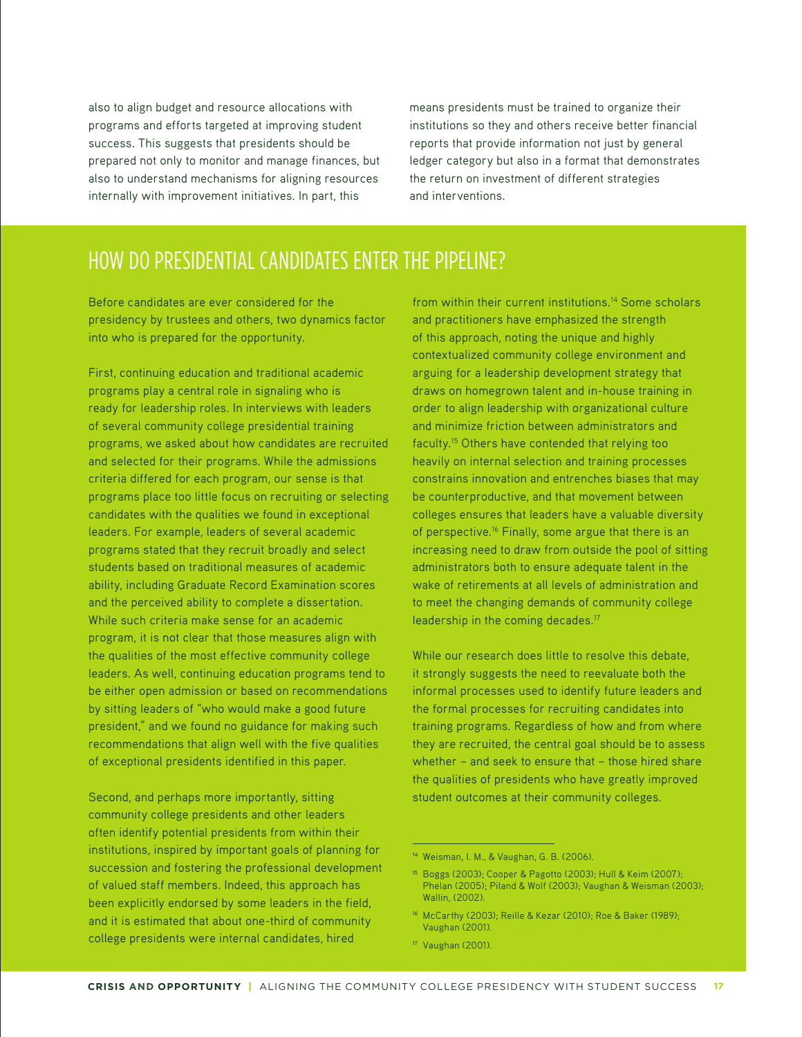also to align budget and resource allocations with programs and efforts targeted at improving student success. This suggests that presidents should be prepared not only to monitor and manage finances, but also to understand mechanisms for aligning resources internally with improvement initiatives. In part, this means presidents must be trained to organize their institutions so they and others receive better financial reports that provide information not just by general ledger category but also in a format that demonstrates the return on investment of different strategies and interventions.

## HOW DO PRESIDENTIAL CANDIDATES ENTER THE PIPELINE?

Before candidates are ever considered for the presidency by trustees and others, two dynamics factor into who is prepared for the opportunity.

First, continuing education and traditional academic programs play a central role in signaling who is ready for leadership roles. In interviews with leaders of several community college presidential training programs, we asked about how candidates are recruited and selected for their programs. While the admissions criteria differed for each program, our sense is that programs place too little focus on recruiting or selecting candidates with the qualities we found in exceptional leaders. For example, leaders of several academic programs stated that they recruit broadly and select students based on traditional measures of academic ability, including Graduate Record Examination scores and the perceived ability to complete a dissertation. While such criteria make sense for an academic program, it is not clear that those measures align with the qualities of the most effective community college leaders. As well, continuing education programs tend to be either open admission or based on recommendations by sitting leaders of "who would make a good future president," and we found no guidance for making such recommendations that align well with the five qualities of exceptional presidents identified in this paper.

Second, and perhaps more importantly, sitting community college presidents and other leaders often identify potential presidents from within their institutions, inspired by important goals of planning for succession and fostering the professional development of valued staff members. Indeed, this approach has been explicitly endorsed by some leaders in the field, and it is estimated that about one-third of community college presidents were internal candidates, hired from within their current institutions.[14] Some scholars and practitioners have emphasized the strength of this approach, noting the unique and highly contextualized community college environment and arguing for a leadership development strategy that draws on homegrown talent and in-house training in order to align leadership with organizational culture and minimize friction between administrators and faculty.[15] Others have contended that relying too heavily on internal selection and training processes constrains innovation and entrenches biases that may be counterproductive, and that movement between colleges ensures that leaders have a valuable diversity of perspective.[16] Finally, some argue that there is an increasing need to draw from outside the pool of sitting administrators both to ensure adequate talent in the wake of retirements at all levels of administration and to meet the changing demands of community college leadership in the coming decades.[17]

While our research does little to resolve this debate, it strongly suggests the need to reevaluate both the informal processes used to identify future leaders and the formal processes for recruiting candidates into training programs. Regardless of how and from where they are recruited, the central goal should be to assess whether – and seek to ensure that – those hired share the qualities of presidents who have greatly improved student outcomes at their community colleges.

---

[14] Weisman, I. M., & Vaughan, G. B. (2006).

[15] Boggs (2003); Cooper & Pagotto (2003); Hull & Keim (2007); Phelan (2005); Piland & Wolf (2003); Vaughan & Weisman (2003); Wallin, (2002).

[16] McCarthy (2003); Reille & Kezar (2010); Roe & Baker (1989); Vaughan (2001).

[17] Vaughan (2001).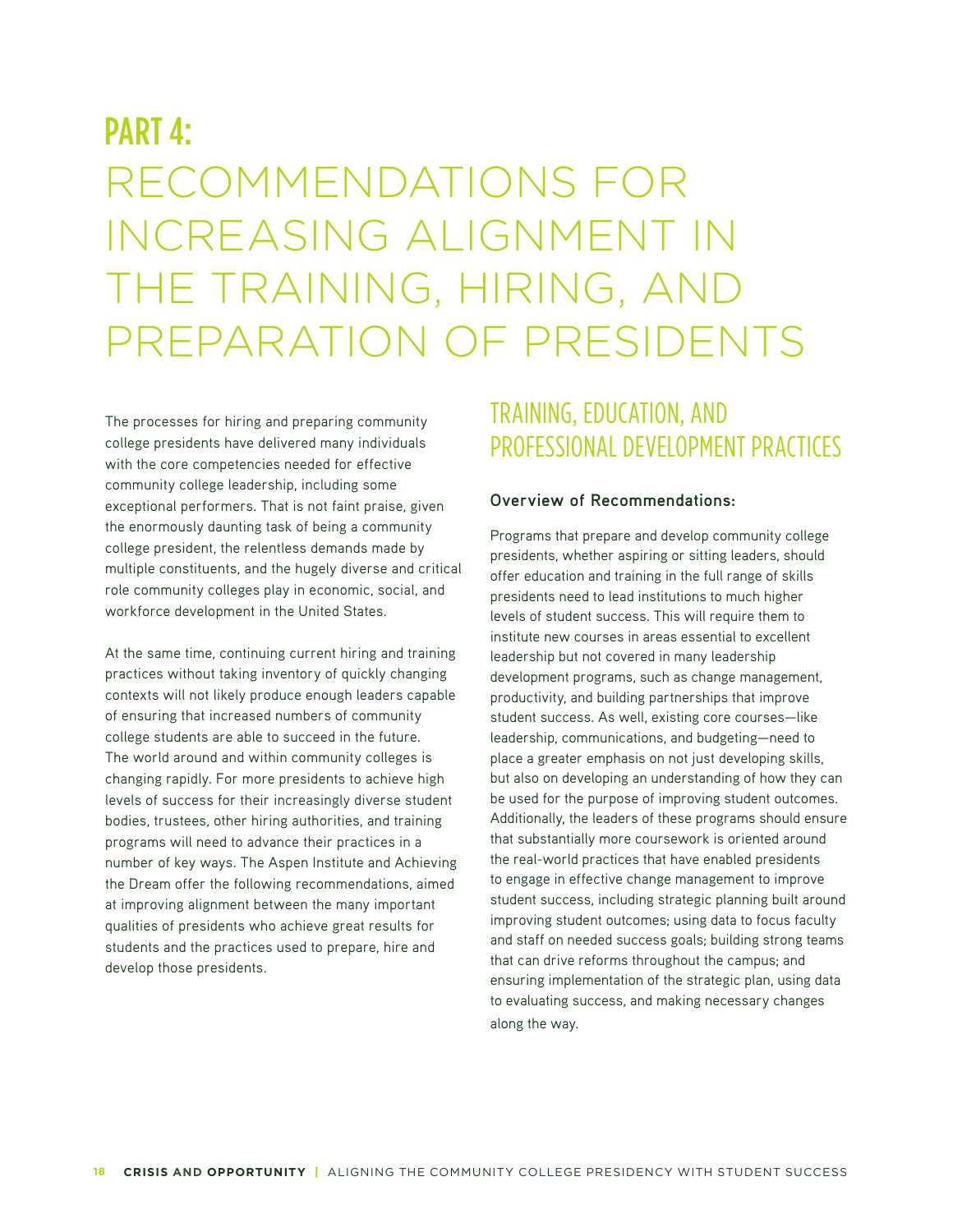# PART 4: RECOMMENDATIONS FOR INCREASING ALIGNMENT IN THE TRAINING, HIRING, AND PREPARATION OF PRESIDENTS

The processes for hiring and preparing community college presidents have delivered many individuals with the core competencies needed for effective community college leadership, including some exceptional performers. That is not faint praise, given the enormously daunting task of being a community college president, the relentless demands made by multiple constituents, and the hugely diverse and critical role community colleges play in economic, social, and workforce development in the United States.

At the same time, continuing current hiring and training practices without taking inventory of quickly changing contexts will not likely produce enough leaders capable of ensuring that increased numbers of community college students are able to succeed in the future. The world around and within community colleges is changing rapidly. For more presidents to achieve high levels of success for their increasingly diverse student bodies, trustees, other hiring authorities, and training programs will need to advance their practices in a number of key ways. The Aspen Institute and Achieving the Dream offer the following recommendations, aimed at improving alignment between the many important qualities of presidents who achieve great results for students and the practices used to prepare, hire and develop those presidents.

## TRAINING, EDUCATION, AND PROFESSIONAL DEVELOPMENT PRACTICES

### Overview of Recommendations:

Programs that prepare and develop community college presidents, whether aspiring or sitting leaders, should offer education and training in the full range of skills presidents need to lead institutions to much higher levels of student success. This will require them to institute new courses in areas essential to excellent leadership but not covered in many leadership development programs, such as change management, productivity, and building partnerships that improve student success. As well, existing core courses—like leadership, communications, and budgeting—need to place a greater emphasis on not just developing skills, but also on developing an understanding of how they can be used for the purpose of improving student outcomes. Additionally, the leaders of these programs should ensure that substantially more coursework is oriented around the real-world practices that have enabled presidents to engage in effective change management to improve student success, including strategic planning built around improving student outcomes; using data to focus faculty and staff on needed success goals; building strong teams that can drive reforms throughout the campus; and ensuring implementation of the strategic plan, using data to evaluating success, and making necessary changes along the way.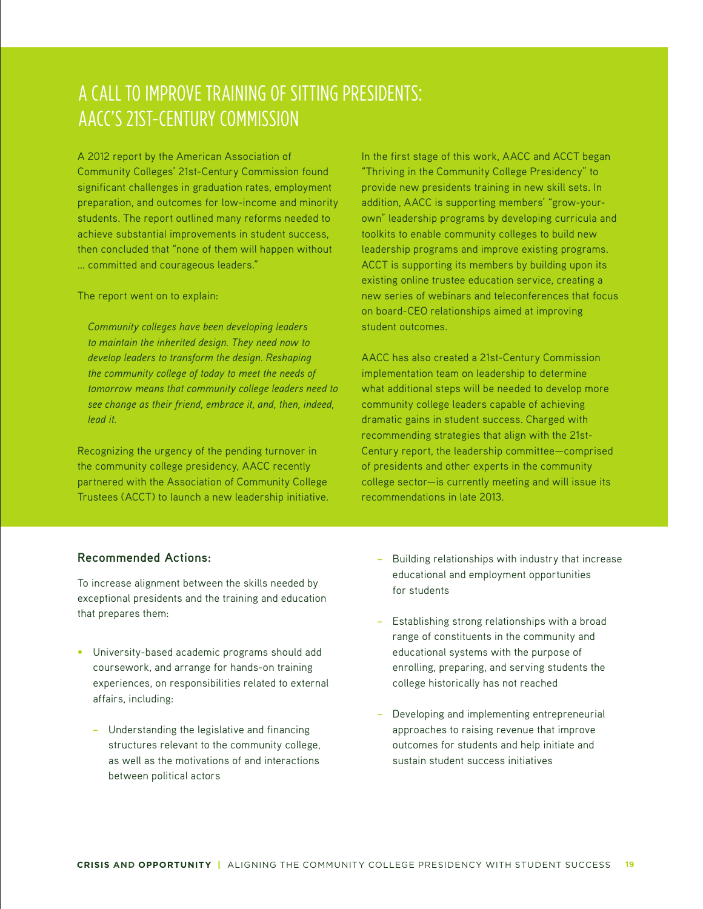# A CALL TO IMPROVE TRAINING OF SITTING PRESIDENTS: AACC'S 21ST-CENTURY COMMISSION

A 2012 report by the American Association of Community Colleges' 21st-Century Commission found significant challenges in graduation rates, employment preparation, and outcomes for low-income and minority students. The report outlined many reforms needed to achieve substantial improvements in student success, then concluded that "none of them will happen without … committed and courageous leaders."

The report went on to explain:

> *Community colleges have been developing leaders to maintain the inherited design. They need now to develop leaders to transform the design. Reshaping the community college of today to meet the needs of tomorrow means that community college leaders need to see change as their friend, embrace it, and, then, indeed, lead it.*

Recognizing the urgency of the pending turnover in the community college presidency, AACC recently partnered with the Association of Community College Trustees (ACCT) to launch a new leadership initiative.

In the first stage of this work, AACC and ACCT began "Thriving in the Community College Presidency" to provide new presidents training in new skill sets. In addition, AACC is supporting members' "grow-your-own" leadership programs by developing curricula and toolkits to enable community colleges to build new leadership programs and improve existing programs. ACCT is supporting its members by building upon its existing online trustee education service, creating a new series of webinars and teleconferences that focus on board-CEO relationships aimed at improving student outcomes.

AACC has also created a 21st-Century Commission implementation team on leadership to determine what additional steps will be needed to develop more community college leaders capable of achieving dramatic gains in student success. Charged with recommending strategies that align with the 21st-Century report, the leadership committee—comprised of presidents and other experts in the community college sector—is currently meeting and will issue its recommendations in late 2013.

**Recommended Actions:**

To increase alignment between the skills needed by exceptional presidents and the training and education that prepares them:

- University-based academic programs should add coursework, and arrange for hands-on training experiences, on responsibilities related to external affairs, including:
  - Understanding the legislative and financing structures relevant to the community college, as well as the motivations of and interactions between political actors
  - Building relationships with industry that increase educational and employment opportunities for students
  - Establishing strong relationships with a broad range of constituents in the community and educational systems with the purpose of enrolling, preparing, and serving students the college historically has not reached
  - Developing and implementing entrepreneurial approaches to raising revenue that improve outcomes for students and help initiate and sustain student success initiatives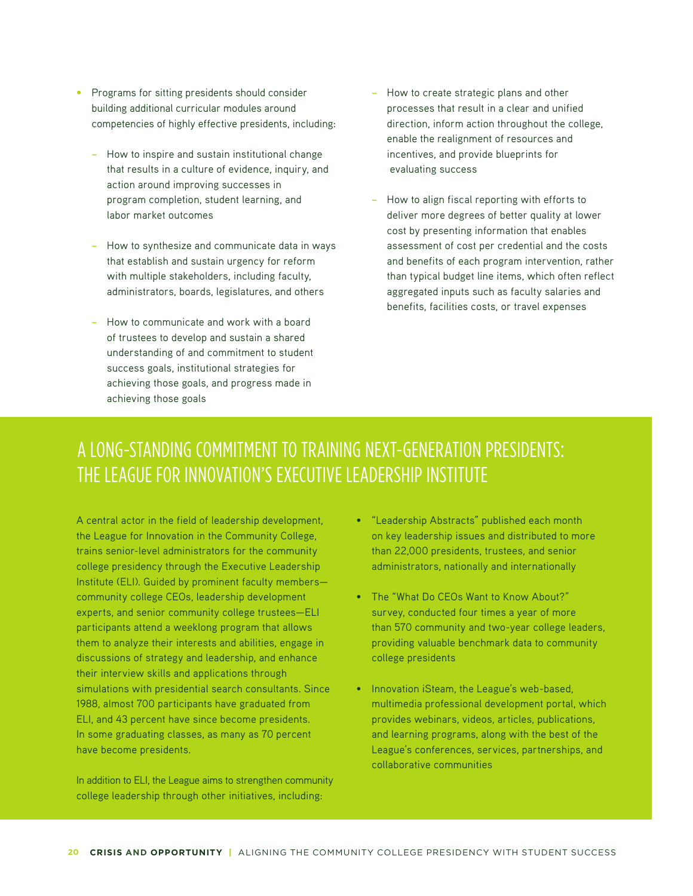- Programs for sitting presidents should consider building additional curricular modules around competencies of highly effective presidents, including:
  - How to inspire and sustain institutional change that results in a culture of evidence, inquiry, and action around improving successes in program completion, student learning, and labor market outcomes
  - How to synthesize and communicate data in ways that establish and sustain urgency for reform with multiple stakeholders, including faculty, administrators, boards, legislatures, and others
  - How to communicate and work with a board of trustees to develop and sustain a shared understanding of and commitment to student success goals, institutional strategies for achieving those goals, and progress made in achieving those goals
  - How to create strategic plans and other processes that result in a clear and unified direction, inform action throughout the college, enable the realignment of resources and incentives, and provide blueprints for evaluating success
  - How to align fiscal reporting with efforts to deliver more degrees of better quality at lower cost by presenting information that enables assessment of cost per credential and the costs and benefits of each program intervention, rather than typical budget line items, which often reflect aggregated inputs such as faculty salaries and benefits, facilities costs, or travel expenses

## A LONG-STANDING COMMITMENT TO TRAINING NEXT-GENERATION PRESIDENTS: THE LEAGUE FOR INNOVATION'S EXECUTIVE LEADERSHIP INSTITUTE

A central actor in the field of leadership development, the League for Innovation in the Community College, trains senior-level administrators for the community college presidency through the Executive Leadership Institute (ELI). Guided by prominent faculty members—community college CEOs, leadership development experts, and senior community college trustees—ELI participants attend a weeklong program that allows them to analyze their interests and abilities, engage in discussions of strategy and leadership, and enhance their interview skills and applications through simulations with presidential search consultants. Since 1988, almost 700 participants have graduated from ELI, and 43 percent have since become presidents. In some graduating classes, as many as 70 percent have become presidents.

In addition to ELI, the League aims to strengthen community college leadership through other initiatives, including:

- "Leadership Abstracts" published each month on key leadership issues and distributed to more than 22,000 presidents, trustees, and senior administrators, nationally and internationally
- The "What Do CEOs Want to Know About?" survey, conducted four times a year of more than 570 community and two-year college leaders, providing valuable benchmark data to community college presidents
- Innovation iSteam, the League's web-based, multimedia professional development portal, which provides webinars, videos, articles, publications, and learning programs, along with the best of the League's conferences, services, partnerships, and collaborative communities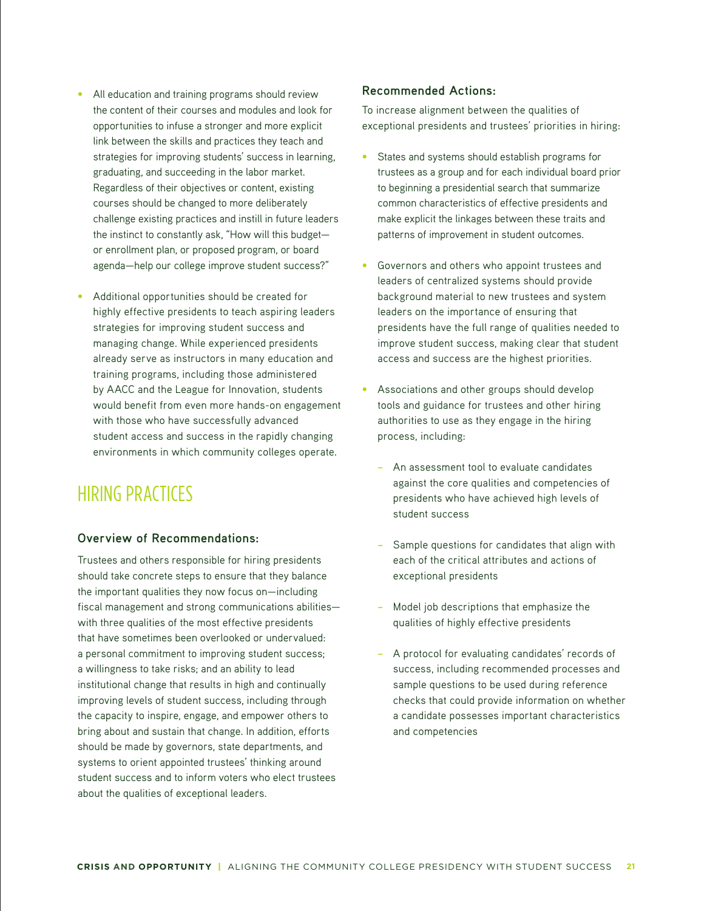- All education and training programs should review the content of their courses and modules and look for opportunities to infuse a stronger and more explicit link between the skills and practices they teach and strategies for improving students' success in learning, graduating, and succeeding in the labor market. Regardless of their objectives or content, existing courses should be changed to more deliberately challenge existing practices and instill in future leaders the instinct to constantly ask, "How will this budget—or enrollment plan, or proposed program, or board agenda—help our college improve student success?"

- Additional opportunities should be created for highly effective presidents to teach aspiring leaders strategies for improving student success and managing change. While experienced presidents already serve as instructors in many education and training programs, including those administered by AACC and the League for Innovation, students would benefit from even more hands-on engagement with those who have successfully advanced student access and success in the rapidly changing environments in which community colleges operate.

## HIRING PRACTICES

### Overview of Recommendations:

Trustees and others responsible for hiring presidents should take concrete steps to ensure that they balance the important qualities they now focus on—including fiscal management and strong communications abilities—with three qualities of the most effective presidents that have sometimes been overlooked or undervalued: a personal commitment to improving student success; a willingness to take risks; and an ability to lead institutional change that results in high and continually improving levels of student success, including through the capacity to inspire, engage, and empower others to bring about and sustain that change. In addition, efforts should be made by governors, state departments, and systems to orient appointed trustees' thinking around student success and to inform voters who elect trustees about the qualities of exceptional leaders.

### Recommended Actions:

To increase alignment between the qualities of exceptional presidents and trustees' priorities in hiring:

- States and systems should establish programs for trustees as a group and for each individual board prior to beginning a presidential search that summarize common characteristics of effective presidents and make explicit the linkages between these traits and patterns of improvement in student outcomes.

- Governors and others who appoint trustees and leaders of centralized systems should provide background material to new trustees and system leaders on the importance of ensuring that presidents have the full range of qualities needed to improve student success, making clear that student access and success are the highest priorities.

- Associations and other groups should develop tools and guidance for trustees and other hiring authorities to use as they engage in the hiring process, including:
  - An assessment tool to evaluate candidates against the core qualities and competencies of presidents who have achieved high levels of student success
  - Sample questions for candidates that align with each of the critical attributes and actions of exceptional presidents
  - Model job descriptions that emphasize the qualities of highly effective presidents
  - A protocol for evaluating candidates' records of success, including recommended processes and sample questions to be used during reference checks that could provide information on whether a candidate possesses important characteristics and competencies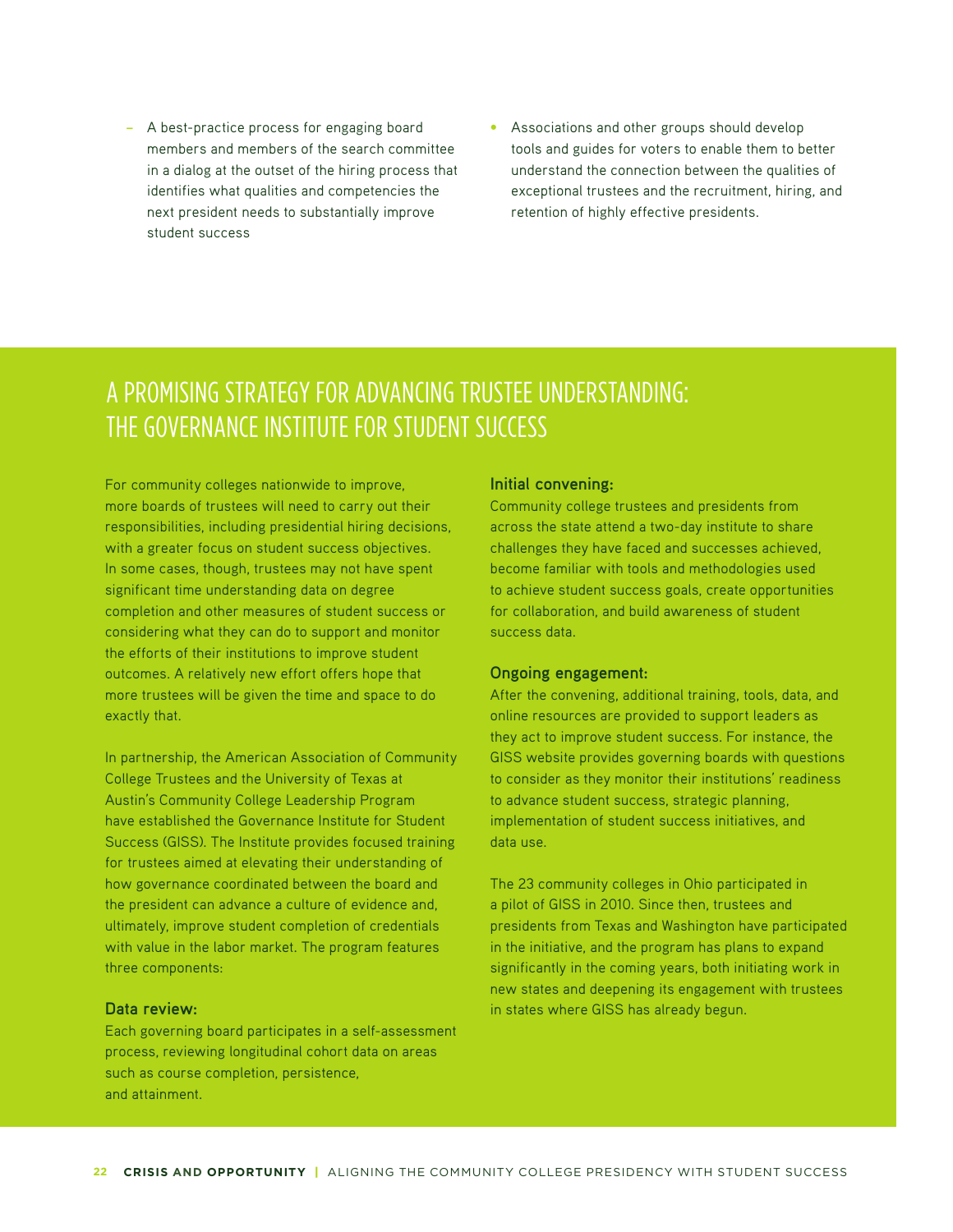- A best-practice process for engaging board members and members of the search committee in a dialog at the outset of the hiring process that identifies what qualities and competencies the next president needs to substantially improve student success

- Associations and other groups should develop tools and guides for voters to enable them to better understand the connection between the qualities of exceptional trustees and the recruitment, hiring, and retention of highly effective presidents.

## A PROMISING STRATEGY FOR ADVANCING TRUSTEE UNDERSTANDING: THE GOVERNANCE INSTITUTE FOR STUDENT SUCCESS

For community colleges nationwide to improve, more boards of trustees will need to carry out their responsibilities, including presidential hiring decisions, with a greater focus on student success objectives. In some cases, though, trustees may not have spent significant time understanding data on degree completion and other measures of student success or considering what they can do to support and monitor the efforts of their institutions to improve student outcomes. A relatively new effort offers hope that more trustees will be given the time and space to do exactly that.

In partnership, the American Association of Community College Trustees and the University of Texas at Austin's Community College Leadership Program have established the Governance Institute for Student Success (GISS). The Institute provides focused training for trustees aimed at elevating their understanding of how governance coordinated between the board and the president can advance a culture of evidence and, ultimately, improve student completion of credentials with value in the labor market. The program features three components:

**Data review:**
Each governing board participates in a self-assessment process, reviewing longitudinal cohort data on areas such as course completion, persistence, and attainment.

**Initial convening:**
Community college trustees and presidents from across the state attend a two-day institute to share challenges they have faced and successes achieved, become familiar with tools and methodologies used to achieve student success goals, create opportunities for collaboration, and build awareness of student success data.

**Ongoing engagement:**
After the convening, additional training, tools, data, and online resources are provided to support leaders as they act to improve student success. For instance, the GISS website provides governing boards with questions to consider as they monitor their institutions' readiness to advance student success, strategic planning, implementation of student success initiatives, and data use.

The 23 community colleges in Ohio participated in a pilot of GISS in 2010. Since then, trustees and presidents from Texas and Washington have participated in the initiative, and the program has plans to expand significantly in the coming years, both initiating work in new states and deepening its engagement with trustees in states where GISS has already begun.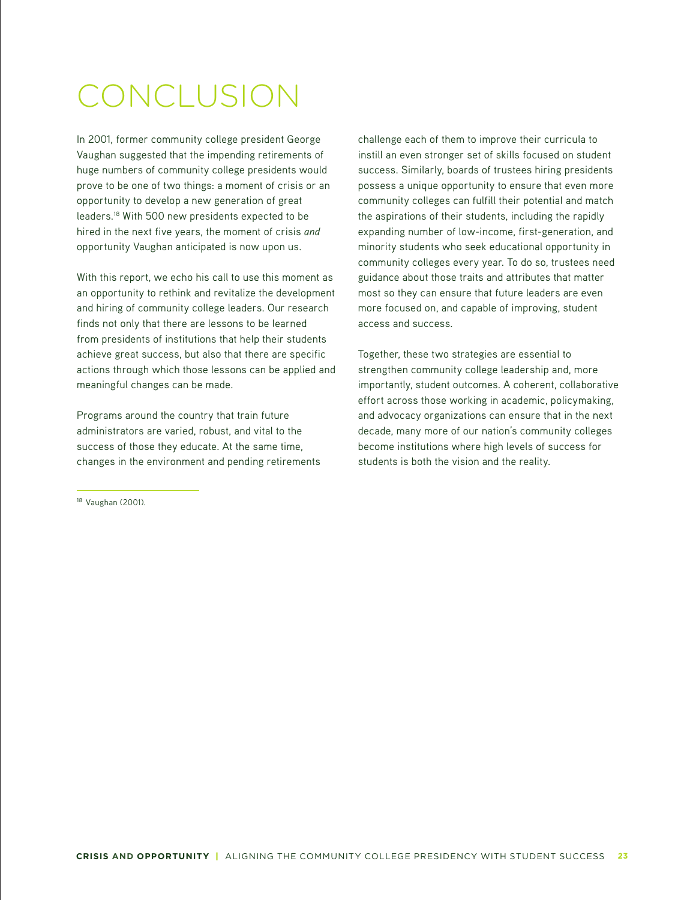# CONCLUSION

In 2001, former community college president George Vaughan suggested that the impending retirements of huge numbers of community college presidents would prove to be one of two things: a moment of crisis or an opportunity to develop a new generation of great leaders.[18] With 500 new presidents expected to be hired in the next five years, the moment of crisis *and* opportunity Vaughan anticipated is now upon us.

With this report, we echo his call to use this moment as an opportunity to rethink and revitalize the development and hiring of community college leaders. Our research finds not only that there are lessons to be learned from presidents of institutions that help their students achieve great success, but also that there are specific actions through which those lessons can be applied and meaningful changes can be made.

Programs around the country that train future administrators are varied, robust, and vital to the success of those they educate. At the same time, changes in the environment and pending retirements challenge each of them to improve their curricula to instill an even stronger set of skills focused on student success. Similarly, boards of trustees hiring presidents possess a unique opportunity to ensure that even more community colleges can fulfill their potential and match the aspirations of their students, including the rapidly expanding number of low-income, first-generation, and minority students who seek educational opportunity in community colleges every year. To do so, trustees need guidance about those traits and attributes that matter most so they can ensure that future leaders are even more focused on, and capable of improving, student access and success.

Together, these two strategies are essential to strengthen community college leadership and, more importantly, student outcomes. A coherent, collaborative effort across those working in academic, policymaking, and advocacy organizations can ensure that in the next decade, many more of our nation's community colleges become institutions where high levels of success for students is both the vision and the reality.

---

[18] Vaughan (2001).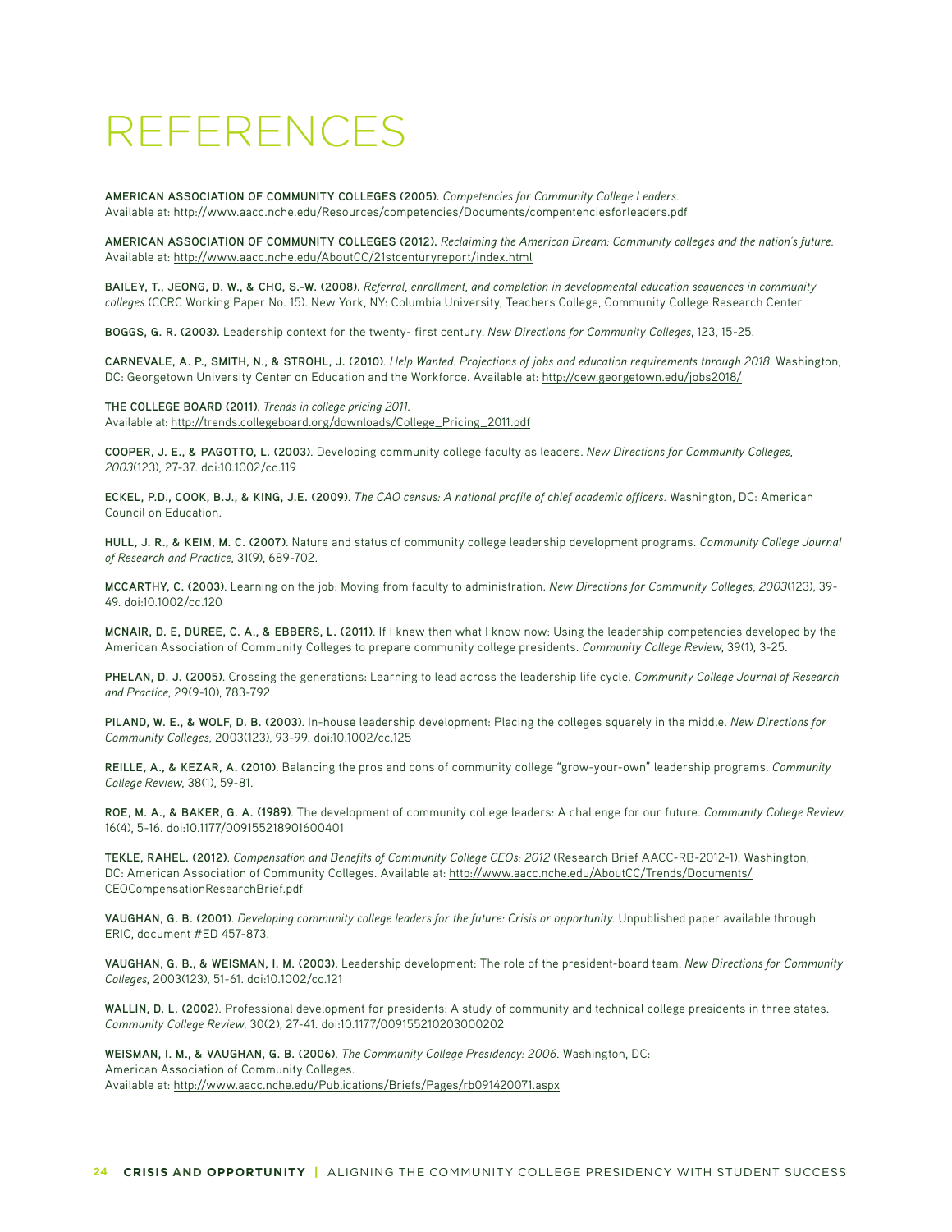# REFERENCES

**AMERICAN ASSOCIATION OF COMMUNITY COLLEGES (2005).** *Competencies for Community College Leaders.* Available at: http://www.aacc.nche.edu/Resources/competencies/Documents/compentenciesforleaders.pdf

**AMERICAN ASSOCIATION OF COMMUNITY COLLEGES (2012).** *Reclaiming the American Dream: Community colleges and the nation's future.* Available at: http://www.aacc.nche.edu/AboutCC/21stcenturyreport/index.html

**BAILEY, T., JEONG, D. W., & CHO, S.-W. (2008).** *Referral, enrollment, and completion in developmental education sequences in community colleges* (CCRC Working Paper No. 15). New York, NY: Columbia University, Teachers College, Community College Research Center.

**BOGGS, G. R. (2003).** Leadership context for the twenty- first century. *New Directions for Community Colleges*, 123, 15-25.

**CARNEVALE, A. P., SMITH, N., & STROHL, J. (2010).** *Help Wanted: Projections of jobs and education requirements through 2018.* Washington, DC: Georgetown University Center on Education and the Workforce. Available at: http://cew.georgetown.edu/jobs2018/

**THE COLLEGE BOARD (2011).** *Trends in college pricing 2011.* Available at: http://trends.collegeboard.org/downloads/College_Pricing_2011.pdf

**COOPER, J. E., & PAGOTTO, L. (2003).** Developing community college faculty as leaders. *New Directions for Community Colleges, 2003*(123), 27-37. doi:10.1002/cc.119

**ECKEL, P.D., COOK, B.J., & KING, J.E. (2009).** *The CAO census: A national profile of chief academic officers.* Washington, DC: American Council on Education.

**HULL, J. R., & KEIM, M. C. (2007).** Nature and status of community college leadership development programs. *Community College Journal of Research and Practice*, 31(9), 689-702.

**MCCARTHY, C. (2003).** Learning on the job: Moving from faculty to administration. *New Directions for Community Colleges, 2003*(123), 39-49. doi:10.1002/cc.120

**MCNAIR, D. E, DUREE, C. A., & EBBERS, L. (2011).** If I knew then what I know now: Using the leadership competencies developed by the American Association of Community Colleges to prepare community college presidents. *Community College Review*, 39(1), 3-25.

**PHELAN, D. J. (2005).** Crossing the generations: Learning to lead across the leadership life cycle. *Community College Journal of Research and Practice*, 29(9-10), 783-792.

**PILAND, W. E., & WOLF, D. B. (2003).** In-house leadership development: Placing the colleges squarely in the middle. *New Directions for Community Colleges*, 2003(123), 93-99. doi:10.1002/cc.125

**REILLE, A., & KEZAR, A. (2010).** Balancing the pros and cons of community college "grow-your-own" leadership programs. *Community College Review*, 38(1), 59-81.

**ROE, M. A., & BAKER, G. A. (1989).** The development of community college leaders: A challenge for our future. *Community College Review*, 16(4), 5-16. doi:10.1177/009155218901600401

**TEKLE, RAHEL. (2012).** *Compensation and Benefits of Community College CEOs: 2012* (Research Brief AACC-RB-2012-1). Washington, DC: American Association of Community Colleges. Available at: http://www.aacc.nche.edu/AboutCC/Trends/Documents/CEOCompensationResearchBrief.pdf

**VAUGHAN, G. B. (2001).** *Developing community college leaders for the future: Crisis or opportunity.* Unpublished paper available through ERIC, document #ED 457-873.

**VAUGHAN, G. B., & WEISMAN, I. M. (2003).** Leadership development: The role of the president-board team. *New Directions for Community Colleges*, 2003(123), 51-61. doi:10.1002/cc.121

**WALLIN, D. L. (2002).** Professional development for presidents: A study of community and technical college presidents in three states. *Community College Review*, 30(2), 27-41. doi:10.1177/009155210203000202

**WEISMAN, I. M., & VAUGHAN, G. B. (2006).** *The Community College Presidency: 2006.* Washington, DC: American Association of Community Colleges. Available at: http://www.aacc.nche.edu/Publications/Briefs/Pages/rb091420071.aspx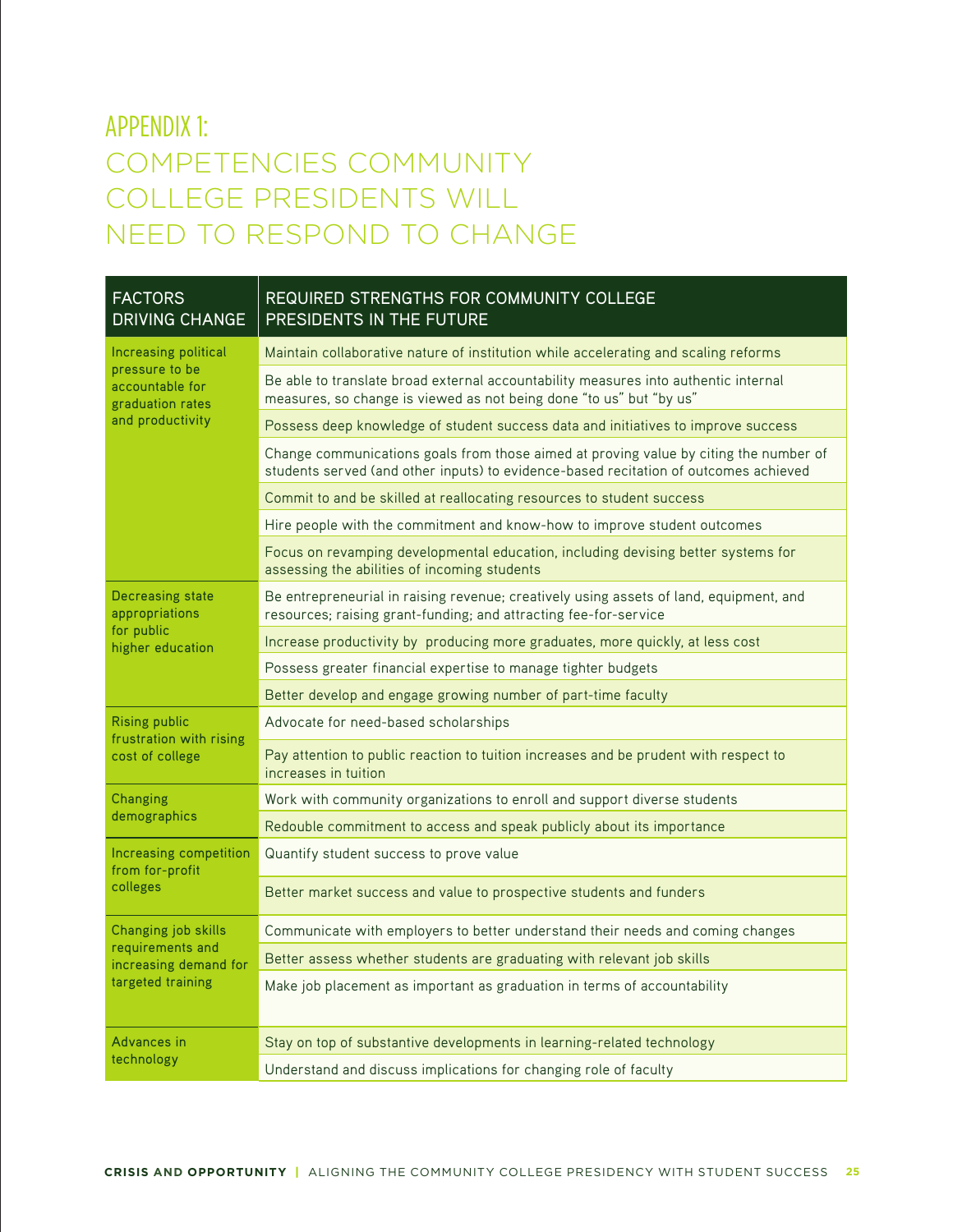# APPENDIX 1: COMPETENCIES COMMUNITY COLLEGE PRESIDENTS WILL NEED TO RESPOND TO CHANGE

| FACTORS DRIVING CHANGE | REQUIRED STRENGTHS FOR COMMUNITY COLLEGE PRESIDENTS IN THE FUTURE |
|---|---|
| Increasing political pressure to be accountable for graduation rates and productivity | Maintain collaborative nature of institution while accelerating and scaling reforms |
| | Be able to translate broad external accountability measures into authentic internal measures, so change is viewed as not being done "to us" but "by us" |
| | Possess deep knowledge of student success data and initiatives to improve success |
| | Change communications goals from those aimed at proving value by citing the number of students served (and other inputs) to evidence-based recitation of outcomes achieved |
| | Commit to and be skilled at reallocating resources to student success |
| | Hire people with the commitment and know-how to improve student outcomes |
| | Focus on revamping developmental education, including devising better systems for assessing the abilities of incoming students |
| Decreasing state appropriations for public higher education | Be entrepreneurial in raising revenue; creatively using assets of land, equipment, and resources; raising grant-funding; and attracting fee-for-service |
| | Increase productivity by producing more graduates, more quickly, at less cost |
| | Possess greater financial expertise to manage tighter budgets |
| | Better develop and engage growing number of part-time faculty |
| Rising public frustration with rising cost of college | Advocate for need-based scholarships |
| | Pay attention to public reaction to tuition increases and be prudent with respect to increases in tuition |
| Changing demographics | Work with community organizations to enroll and support diverse students |
| | Redouble commitment to access and speak publicly about its importance |
| Increasing competition from for-profit colleges | Quantify student success to prove value |
| | Better market success and value to prospective students and funders |
| Changing job skills requirements and increasing demand for targeted training | Communicate with employers to better understand their needs and coming changes |
| | Better assess whether students are graduating with relevant job skills |
| | Make job placement as important as graduation in terms of accountability |
| Advances in technology | Stay on top of substantive developments in learning-related technology |
| | Understand and discuss implications for changing role of faculty |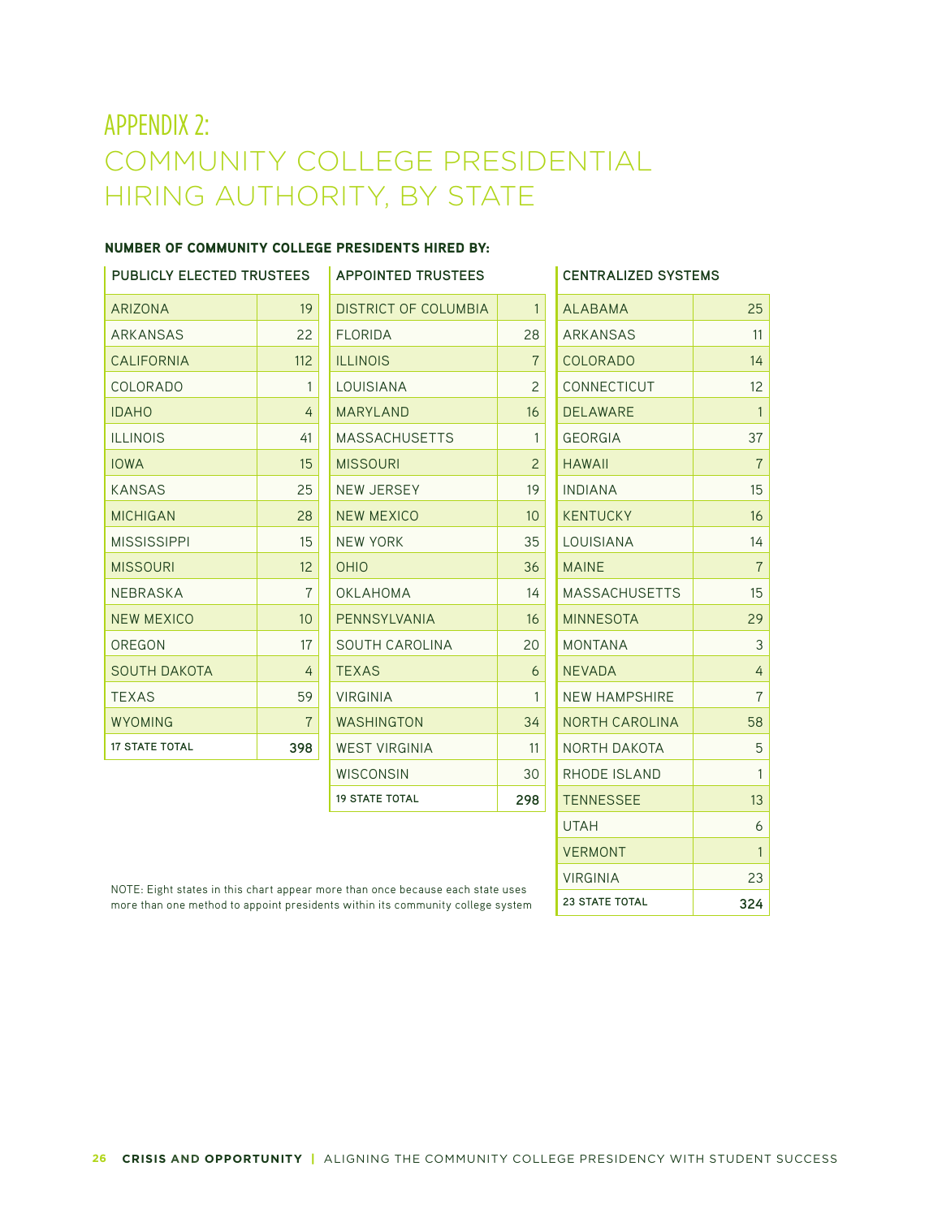# APPENDIX 2:

# COMMUNITY COLLEGE PRESIDENTIAL HIRING AUTHORITY, BY STATE

**NUMBER OF COMMUNITY COLLEGE PRESIDENTS HIRED BY:**

**PUBLICLY ELECTED TRUSTEES**

| State | Number |
|---|---|
| ARIZONA | 19 |
| ARKANSAS | 22 |
| CALIFORNIA | 112 |
| COLORADO | 1 |
| IDAHO | 4 |
| ILLINOIS | 41 |
| IOWA | 15 |
| KANSAS | 25 |
| MICHIGAN | 28 |
| MISSISSIPPI | 15 |
| MISSOURI | 12 |
| NEBRASKA | 7 |
| NEW MEXICO | 10 |
| OREGON | 17 |
| SOUTH DAKOTA | 4 |
| TEXAS | 59 |
| WYOMING | 7 |
| **17 STATE TOTAL** | **398** |

**APPOINTED TRUSTEES**

| State | Number |
|---|---|
| DISTRICT OF COLUMBIA | 1 |
| FLORIDA | 28 |
| ILLINOIS | 7 |
| LOUISIANA | 2 |
| MARYLAND | 16 |
| MASSACHUSETTS | 1 |
| MISSOURI | 2 |
| NEW JERSEY | 19 |
| NEW MEXICO | 10 |
| NEW YORK | 35 |
| OHIO | 36 |
| OKLAHOMA | 14 |
| PENNSYLVANIA | 16 |
| SOUTH CAROLINA | 20 |
| TEXAS | 6 |
| VIRGINIA | 1 |
| WASHINGTON | 34 |
| WEST VIRGINIA | 11 |
| WISCONSIN | 30 |
| **19 STATE TOTAL** | **298** |

**CENTRALIZED SYSTEMS**

| State | Number |
|---|---|
| ALABAMA | 25 |
| ARKANSAS | 11 |
| COLORADO | 14 |
| CONNECTICUT | 12 |
| DELAWARE | 1 |
| GEORGIA | 37 |
| HAWAII | 7 |
| INDIANA | 15 |
| KENTUCKY | 16 |
| LOUISIANA | 14 |
| MAINE | 7 |
| MASSACHUSETTS | 15 |
| MINNESOTA | 29 |
| MONTANA | 3 |
| NEVADA | 4 |
| NEW HAMPSHIRE | 7 |
| NORTH CAROLINA | 58 |
| NORTH DAKOTA | 5 |
| RHODE ISLAND | 1 |
| TENNESSEE | 13 |
| UTAH | 6 |
| VERMONT | 1 |
| VIRGINIA | 23 |
| **23 STATE TOTAL** | **324** |

NOTE: Eight states in this chart appear more than once because each state uses more than one method to appoint presidents within its community college system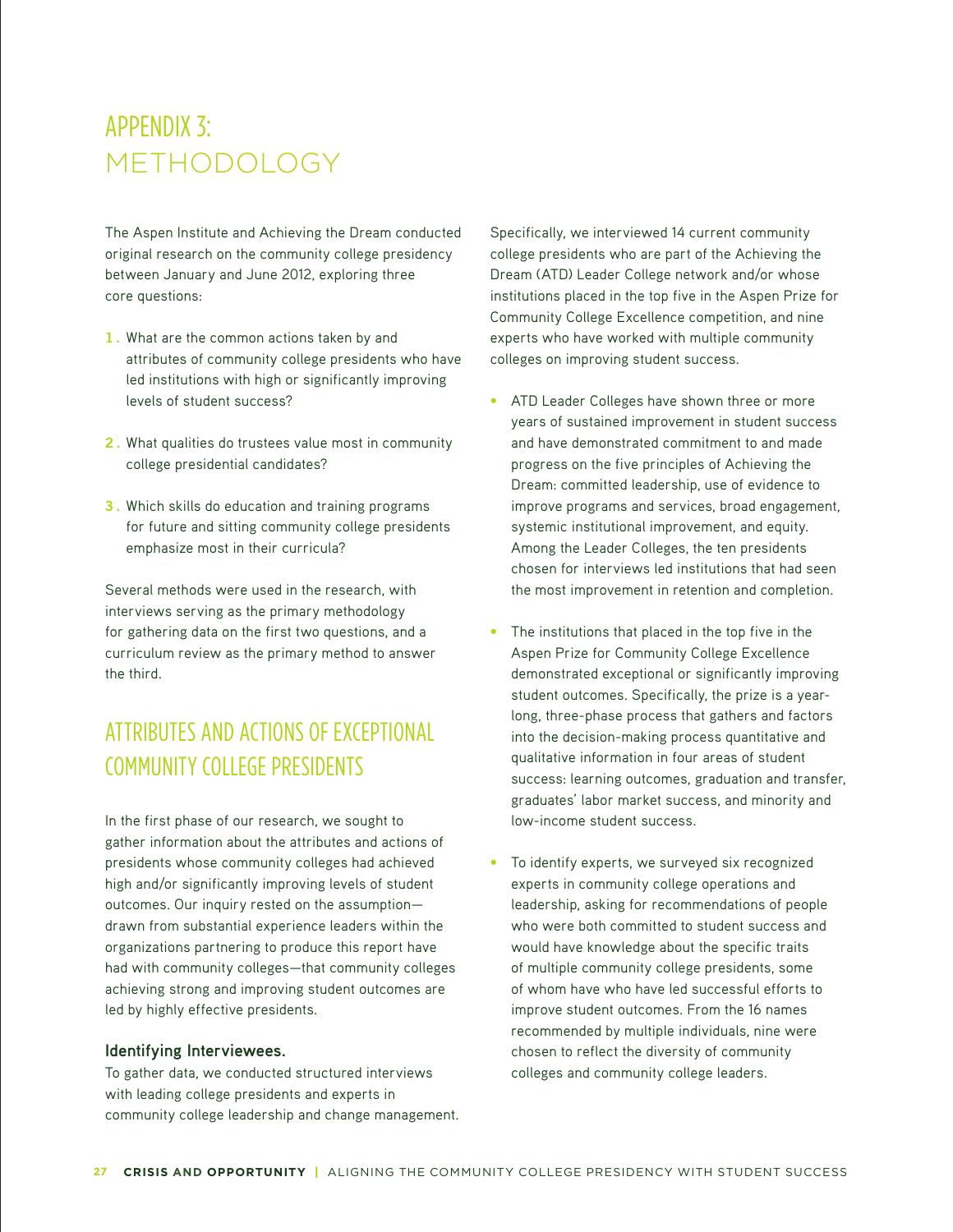# APPENDIX 3: METHODOLOGY

The Aspen Institute and Achieving the Dream conducted original research on the community college presidency between January and June 2012, exploring three core questions:

1. What are the common actions taken by and attributes of community college presidents who have led institutions with high or significantly improving levels of student success?

2. What qualities do trustees value most in community college presidential candidates?

3. Which skills do education and training programs for future and sitting community college presidents emphasize most in their curricula?

Several methods were used in the research, with interviews serving as the primary methodology for gathering data on the first two questions, and a curriculum review as the primary method to answer the third.

## ATTRIBUTES AND ACTIONS OF EXCEPTIONAL COMMUNITY COLLEGE PRESIDENTS

In the first phase of our research, we sought to gather information about the attributes and actions of presidents whose community colleges had achieved high and/or significantly improving levels of student outcomes. Our inquiry rested on the assumption—drawn from substantial experience leaders within the organizations partnering to produce this report have had with community colleges—that community colleges achieving strong and improving student outcomes are led by highly effective presidents.

### Identifying Interviewees.

To gather data, we conducted structured interviews with leading college presidents and experts in community college leadership and change management. Specifically, we interviewed 14 current community college presidents who are part of the Achieving the Dream (ATD) Leader College network and/or whose institutions placed in the top five in the Aspen Prize for Community College Excellence competition, and nine experts who have worked with multiple community colleges on improving student success.

- ATD Leader Colleges have shown three or more years of sustained improvement in student success and have demonstrated commitment to and made progress on the five principles of Achieving the Dream: committed leadership, use of evidence to improve programs and services, broad engagement, systemic institutional improvement, and equity. Among the Leader Colleges, the ten presidents chosen for interviews led institutions that had seen the most improvement in retention and completion.

- The institutions that placed in the top five in the Aspen Prize for Community College Excellence demonstrated exceptional or significantly improving student outcomes. Specifically, the prize is a year-long, three-phase process that gathers and factors into the decision-making process quantitative and qualitative information in four areas of student success: learning outcomes, graduation and transfer, graduates' labor market success, and minority and low-income student success.

- To identify experts, we surveyed six recognized experts in community college operations and leadership, asking for recommendations of people who were both committed to student success and would have knowledge about the specific traits of multiple community college presidents, some of whom have who have led successful efforts to improve student outcomes. From the 16 names recommended by multiple individuals, nine were chosen to reflect the diversity of community colleges and community college leaders.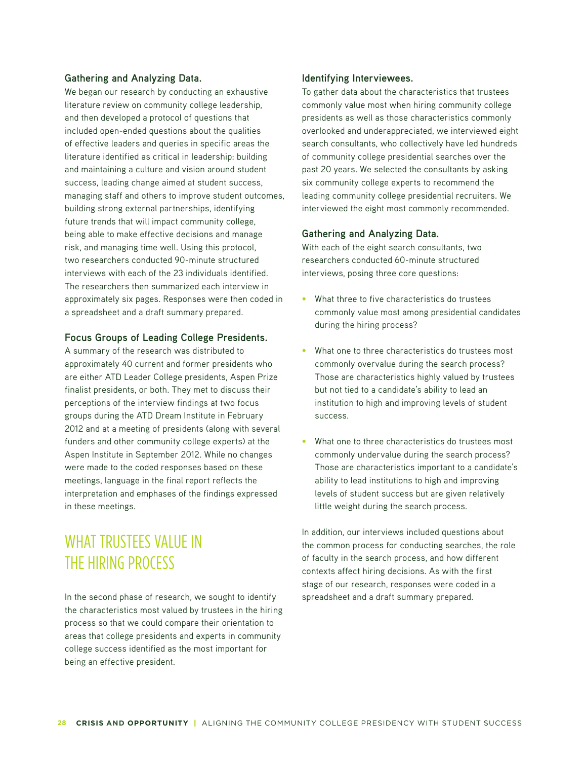### Gathering and Analyzing Data.

We began our research by conducting an exhaustive literature review on community college leadership, and then developed a protocol of questions that included open-ended questions about the qualities of effective leaders and queries in specific areas the literature identified as critical in leadership: building and maintaining a culture and vision around student success, leading change aimed at student success, managing staff and others to improve student outcomes, building strong external partnerships, identifying future trends that will impact community college, being able to make effective decisions and manage risk, and managing time well. Using this protocol, two researchers conducted 90-minute structured interviews with each of the 23 individuals identified. The researchers then summarized each interview in approximately six pages. Responses were then coded in a spreadsheet and a draft summary prepared.

### Focus Groups of Leading College Presidents.

A summary of the research was distributed to approximately 40 current and former presidents who are either ATD Leader College presidents, Aspen Prize finalist presidents, or both. They met to discuss their perceptions of the interview findings at two focus groups during the ATD Dream Institute in February 2012 and at a meeting of presidents (along with several funders and other community college experts) at the Aspen Institute in September 2012. While no changes were made to the coded responses based on these meetings, language in the final report reflects the interpretation and emphases of the findings expressed in these meetings.

## WHAT TRUSTEES VALUE IN THE HIRING PROCESS

In the second phase of research, we sought to identify the characteristics most valued by trustees in the hiring process so that we could compare their orientation to areas that college presidents and experts in community college success identified as the most important for being an effective president.

### Identifying Interviewees.

To gather data about the characteristics that trustees commonly value most when hiring community college presidents as well as those characteristics commonly overlooked and underappreciated, we interviewed eight search consultants, who collectively have led hundreds of community college presidential searches over the past 20 years. We selected the consultants by asking six community college experts to recommend the leading community college presidential recruiters. We interviewed the eight most commonly recommended.

### Gathering and Analyzing Data.

With each of the eight search consultants, two researchers conducted 60-minute structured interviews, posing three core questions:

- What three to five characteristics do trustees commonly value most among presidential candidates during the hiring process?
- What one to three characteristics do trustees most commonly overvalue during the search process? Those are characteristics highly valued by trustees but not tied to a candidate's ability to lead an institution to high and improving levels of student success.
- What one to three characteristics do trustees most commonly undervalue during the search process? Those are characteristics important to a candidate's ability to lead institutions to high and improving levels of student success but are given relatively little weight during the search process.

In addition, our interviews included questions about the common process for conducting searches, the role of faculty in the search process, and how different contexts affect hiring decisions. As with the first stage of our research, responses were coded in a spreadsheet and a draft summary prepared.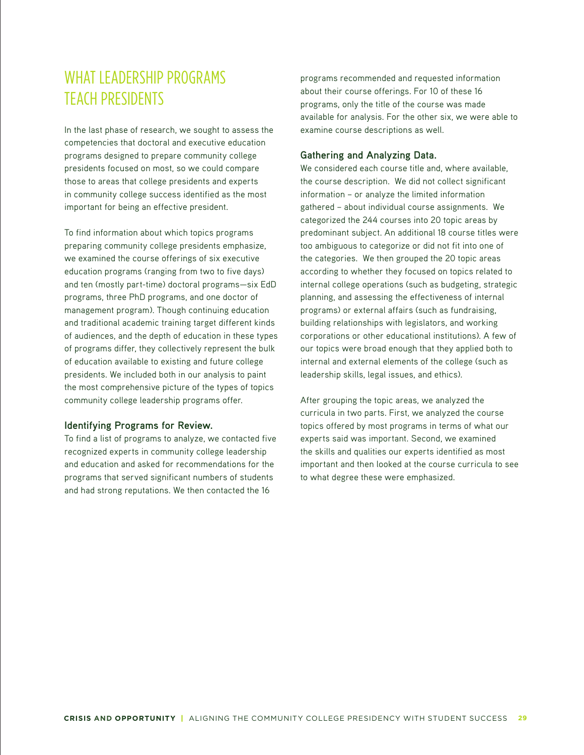## WHAT LEADERSHIP PROGRAMS TEACH PRESIDENTS

In the last phase of research, we sought to assess the competencies that doctoral and executive education programs designed to prepare community college presidents focused on most, so we could compare those to areas that college presidents and experts in community college success identified as the most important for being an effective president.

To find information about which topics programs preparing community college presidents emphasize, we examined the course offerings of six executive education programs (ranging from two to five days) and ten (mostly part-time) doctoral programs—six EdD programs, three PhD programs, and one doctor of management program). Though continuing education and traditional academic training target different kinds of audiences, and the depth of education in these types of programs differ, they collectively represent the bulk of education available to existing and future college presidents. We included both in our analysis to paint the most comprehensive picture of the types of topics community college leadership programs offer.

### Identifying Programs for Review.

To find a list of programs to analyze, we contacted five recognized experts in community college leadership and education and asked for recommendations for the programs that served significant numbers of students and had strong reputations. We then contacted the 16 programs recommended and requested information about their course offerings. For 10 of these 16 programs, only the title of the course was made available for analysis. For the other six, we were able to examine course descriptions as well.

### Gathering and Analyzing Data.

We considered each course title and, where available, the course description. We did not collect significant information – or analyze the limited information gathered – about individual course assignments. We categorized the 244 courses into 20 topic areas by predominant subject. An additional 18 course titles were too ambiguous to categorize or did not fit into one of the categories. We then grouped the 20 topic areas according to whether they focused on topics related to internal college operations (such as budgeting, strategic planning, and assessing the effectiveness of internal programs) or external affairs (such as fundraising, building relationships with legislators, and working corporations or other educational institutions). A few of our topics were broad enough that they applied both to internal and external elements of the college (such as leadership skills, legal issues, and ethics).

After grouping the topic areas, we analyzed the curricula in two parts. First, we analyzed the course topics offered by most programs in terms of what our experts said was important. Second, we examined the skills and qualities our experts identified as most important and then looked at the course curricula to see to what degree these were emphasized.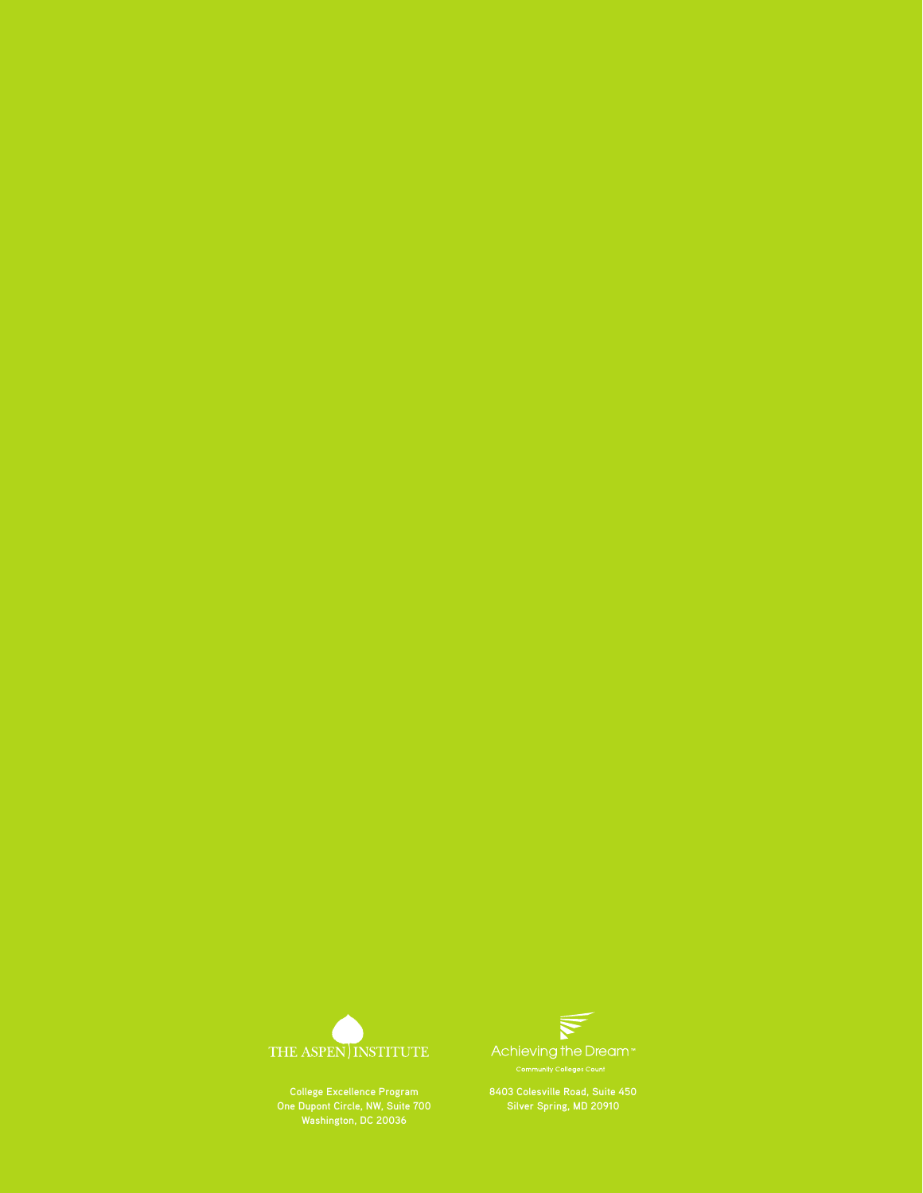THE ASPEN INSTITUTE

College Excellence Program
One Dupont Circle, NW, Suite 700
Washington, DC 20036

Achieving the Dream

Community Colleges Count

8403 Colesville Road, Suite 450
Silver Spring, MD 20910